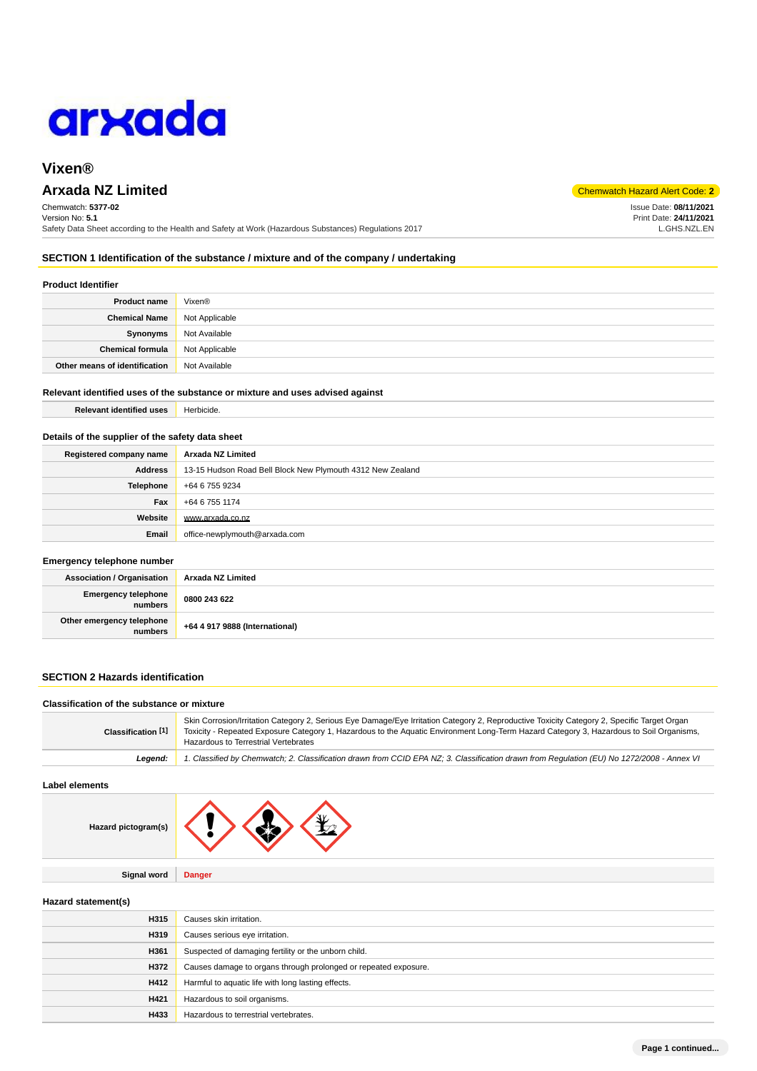# Vixen®

## Arxada NZ Limited

Chemwatch Hazard Alert Code: **2**

Chemwatch: **5377-02**
Version No: **5.1**
Safety Data Sheet according to the Health and Safety at Work (Hazardous Substances) Regulations 2017

Issue Date: **08/11/2021**
Print Date: **24/11/2021**
L.GHS.NZL.EN

## SECTION 1 Identification of the substance / mixture and of the company / undertaking

### Product Identifier

| | |
|---|---|
| **Product name** | Vixen® |
| **Chemical Name** | Not Applicable |
| **Synonyms** | Not Available |
| **Chemical formula** | Not Applicable |
| **Other means of identification** | Not Available |

### Relevant identified uses of the substance or mixture and uses advised against

| | |
|---|---|
| **Relevant identified uses** | Herbicide. |

### Details of the supplier of the safety data sheet

| | |
|---|---|
| **Registered company name** | **Arxada NZ Limited** |
| **Address** | 13-15 Hudson Road Bell Block New Plymouth 4312 New Zealand |
| **Telephone** | +64 6 755 9234 |
| **Fax** | +64 6 755 1174 |
| **Website** | www.arxada.co.nz |
| **Email** | office-newplymouth@arxada.com |

### Emergency telephone number

| | |
|---|---|
| **Association / Organisation** | **Arxada NZ Limited** |
| **Emergency telephone numbers** | **0800 243 622** |
| **Other emergency telephone numbers** | **+64 4 917 9888 (International)** |

## SECTION 2 Hazards identification

### Classification of the substance or mixture

| | |
|---|---|
| **Classification [1]** | Skin Corrosion/Irritation Category 2, Serious Eye Damage/Eye Irritation Category 2, Reproductive Toxicity Category 2, Specific Target Organ Toxicity - Repeated Exposure Category 1, Hazardous to the Aquatic Environment Long-Term Hazard Category 3, Hazardous to Soil Organisms, Hazardous to Terrestrial Vertebrates |
| ***Legend:*** | *1. Classified by Chemwatch; 2. Classification drawn from CCID EPA NZ; 3. Classification drawn from Regulation (EU) No 1272/2008 - Annex VI* |

### Label elements

| | |
|---|---|
| **Hazard pictogram(s)** | |
| **Signal word** | **Danger** |

### Hazard statement(s)

| | |
|---|---|
| **H315** | Causes skin irritation. |
| **H319** | Causes serious eye irritation. |
| **H361** | Suspected of damaging fertility or the unborn child. |
| **H372** | Causes damage to organs through prolonged or repeated exposure. |
| **H412** | Harmful to aquatic life with long lasting effects. |
| **H421** | Hazardous to soil organisms. |
| **H433** | Hazardous to terrestrial vertebrates. |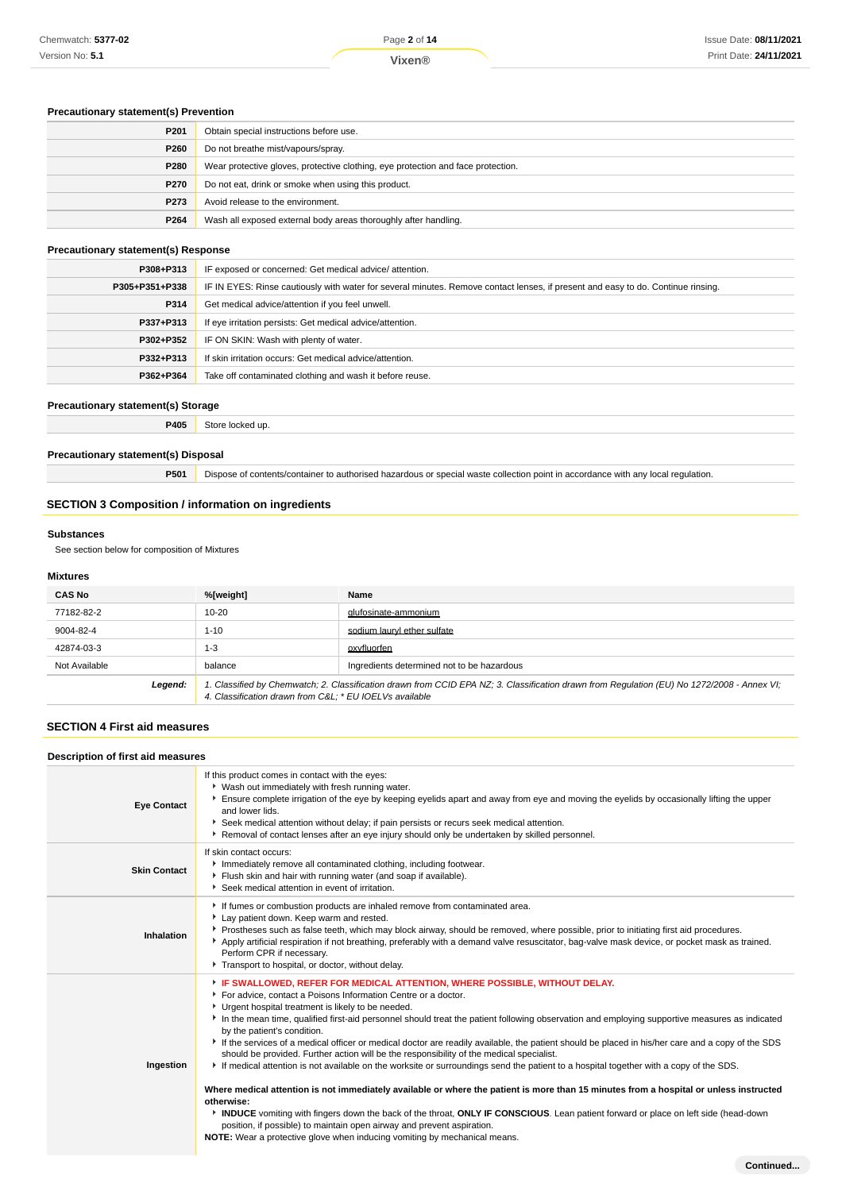### Precautionary statement(s) Prevention

| | |
|---|---|
| P201 | Obtain special instructions before use. |
| P260 | Do not breathe mist/vapours/spray. |
| P280 | Wear protective gloves, protective clothing, eye protection and face protection. |
| P270 | Do not eat, drink or smoke when using this product. |
| P273 | Avoid release to the environment. |
| P264 | Wash all exposed external body areas thoroughly after handling. |

### Precautionary statement(s) Response

| | |
|---|---|
| P308+P313 | IF exposed or concerned: Get medical advice/ attention. |
| P305+P351+P338 | IF IN EYES: Rinse cautiously with water for several minutes. Remove contact lenses, if present and easy to do. Continue rinsing. |
| P314 | Get medical advice/attention if you feel unwell. |
| P337+P313 | If eye irritation persists: Get medical advice/attention. |
| P302+P352 | IF ON SKIN: Wash with plenty of water. |
| P332+P313 | If skin irritation occurs: Get medical advice/attention. |
| P362+P364 | Take off contaminated clothing and wash it before reuse. |

### Precautionary statement(s) Storage

| | |
|---|---|
| P405 | Store locked up. |

### Precautionary statement(s) Disposal

| | |
|---|---|
| P501 | Dispose of contents/container to authorised hazardous or special waste collection point in accordance with any local regulation. |

## SECTION 3 Composition / information on ingredients

### Substances

See section below for composition of Mixtures

### Mixtures

| CAS No | %[weight] | Name |
|---|---|---|
| 77182-82-2 | 10-20 | glufosinate-ammonium |
| 9004-82-4 | 1-10 | sodium lauryl ether sulfate |
| 42874-03-3 | 1-3 | oxyfluorfen |
| Not Available | balance | Ingredients determined not to be hazardous |
| ***Legend:*** | *1. Classified by Chemwatch; 2. Classification drawn from CCID EPA NZ; 3. Classification drawn from Regulation (EU) No 1272/2008 - Annex VI; 4. Classification drawn from C&L; * EU IOELVs available* | |

## SECTION 4 First aid measures

### Description of first aid measures

| | |
|---|---|
| **Eye Contact** | If this product comes in contact with the eyes:<br>▸ Wash out immediately with fresh running water.<br>▸ Ensure complete irrigation of the eye by keeping eyelids apart and away from eye and moving the eyelids by occasionally lifting the upper and lower lids.<br>▸ Seek medical attention without delay; if pain persists or recurs seek medical attention.<br>▸ Removal of contact lenses after an eye injury should only be undertaken by skilled personnel. |
| **Skin Contact** | If skin contact occurs:<br>▸ Immediately remove all contaminated clothing, including footwear.<br>▸ Flush skin and hair with running water (and soap if available).<br>▸ Seek medical attention in event of irritation. |
| **Inhalation** | ▸ If fumes or combustion products are inhaled remove from contaminated area.<br>▸ Lay patient down. Keep warm and rested.<br>▸ Prostheses such as false teeth, which may block airway, should be removed, where possible, prior to initiating first aid procedures.<br>▸ Apply artificial respiration if not breathing, preferably with a demand valve resuscitator, bag-valve mask device, or pocket mask as trained. Perform CPR if necessary.<br>▸ Transport to hospital, or doctor, without delay. |
| **Ingestion** | ▸ **IF SWALLOWED, REFER FOR MEDICAL ATTENTION, WHERE POSSIBLE, WITHOUT DELAY.**<br>▸ For advice, contact a Poisons Information Centre or a doctor.<br>▸ Urgent hospital treatment is likely to be needed.<br>▸ In the mean time, qualified first-aid personnel should treat the patient following observation and employing supportive measures as indicated by the patient's condition.<br>▸ If the services of a medical officer or medical doctor are readily available, the patient should be placed in his/her care and a copy of the SDS should be provided. Further action will be the responsibility of the medical specialist.<br>▸ If medical attention is not available on the worksite or surroundings send the patient to a hospital together with a copy of the SDS.<br><br>**Where medical attention is not immediately available or where the patient is more than 15 minutes from a hospital or unless instructed otherwise:**<br>▸ **INDUCE** vomiting with fingers down the back of the throat, **ONLY IF CONSCIOUS**. Lean patient forward or place on left side (head-down position, if possible) to maintain open airway and prevent aspiration.<br>**NOTE:** Wear a protective glove when inducing vomiting by mechanical means. |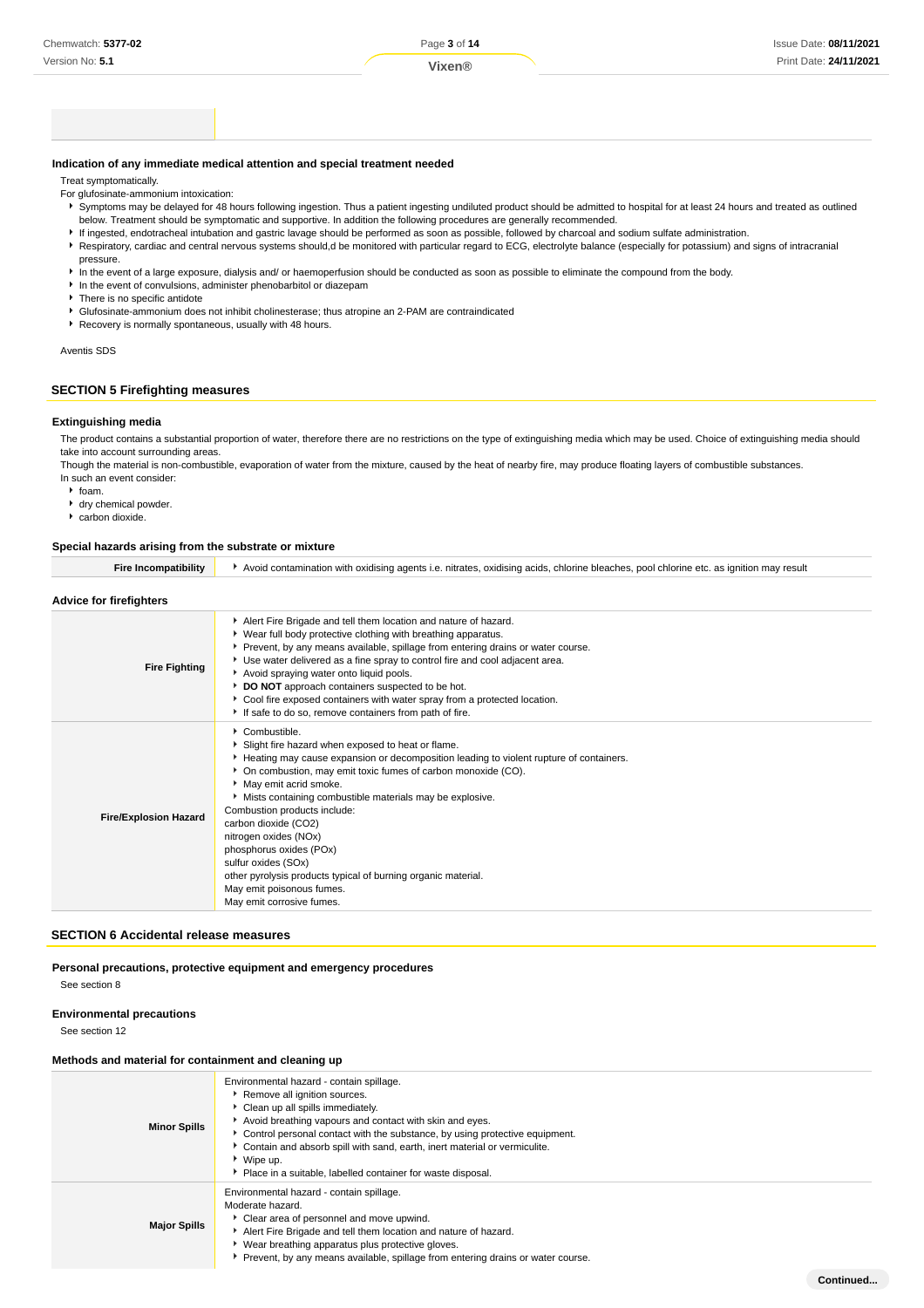### Indication of any immediate medical attention and special treatment needed

Treat symptomatically.

For glufosinate-ammonium intoxication:

- Symptoms may be delayed for 48 hours following ingestion. Thus a patient ingesting undiluted product should be admitted to hospital for at least 24 hours and treated as outlined below. Treatment should be symptomatic and supportive. In addition the following procedures are generally recommended.
- If ingested, endotracheal intubation and gastric lavage should be performed as soon as possible, followed by charcoal and sodium sulfate administration.
- Respiratory, cardiac and central nervous systems should,d be monitored with particular regard to ECG, electrolyte balance (especially for potassium) and signs of intracranial pressure.
- In the event of a large exposure, dialysis and/ or haemoperfusion should be conducted as soon as possible to eliminate the compound from the body.
- In the event of convulsions, administer phenobarbitol or diazepam
- There is no specific antidote
- Glufosinate-ammonium does not inhibit cholinesterase; thus atropine an 2-PAM are contraindicated
- Recovery is normally spontaneous, usually with 48 hours.

Aventis SDS

## SECTION 5 Firefighting measures

### Extinguishing media

The product contains a substantial proportion of water, therefore there are no restrictions on the type of extinguishing media which may be used. Choice of extinguishing media should take into account surrounding areas.

Though the material is non-combustible, evaporation of water from the mixture, caused by the heat of nearby fire, may produce floating layers of combustible substances.

In such an event consider:

- foam.
- dry chemical powder.
- carbon dioxide.

### Special hazards arising from the substrate or mixture

| | |
|---|---|
| **Fire Incompatibility** | Avoid contamination with oxidising agents i.e. nitrates, oxidising acids, chlorine bleaches, pool chlorine etc. as ignition may result |

### Advice for firefighters

| | |
|---|---|
| **Fire Fighting** | • Alert Fire Brigade and tell them location and nature of hazard.<br>• Wear full body protective clothing with breathing apparatus.<br>• Prevent, by any means available, spillage from entering drains or water course.<br>• Use water delivered as a fine spray to control fire and cool adjacent area.<br>• Avoid spraying water onto liquid pools.<br>• **DO NOT** approach containers suspected to be hot.<br>• Cool fire exposed containers with water spray from a protected location.<br>• If safe to do so, remove containers from path of fire. |
| **Fire/Explosion Hazard** | • Combustible.<br>• Slight fire hazard when exposed to heat or flame.<br>• Heating may cause expansion or decomposition leading to violent rupture of containers.<br>• On combustion, may emit toxic fumes of carbon monoxide (CO).<br>• May emit acrid smoke.<br>• Mists containing combustible materials may be explosive.<br>Combustion products include:<br>carbon dioxide ($CO_2$)<br>nitrogen oxides ($NO_x$)<br>phosphorus oxides ($PO_x$)<br>sulfur oxides ($SO_x$)<br>other pyrolysis products typical of burning organic material.<br>May emit poisonous fumes.<br>May emit corrosive fumes. |

## SECTION 6 Accidental release measures

### Personal precautions, protective equipment and emergency procedures

See section 8

### Environmental precautions

See section 12

### Methods and material for containment and cleaning up

| | |
|---|---|
| **Minor Spills** | Environmental hazard - contain spillage.<br>• Remove all ignition sources.<br>• Clean up all spills immediately.<br>• Avoid breathing vapours and contact with skin and eyes.<br>• Control personal contact with the substance, by using protective equipment.<br>• Contain and absorb spill with sand, earth, inert material or vermiculite.<br>• Wipe up.<br>• Place in a suitable, labelled container for waste disposal. |
| **Major Spills** | Environmental hazard - contain spillage.<br>Moderate hazard.<br>• Clear area of personnel and move upwind.<br>• Alert Fire Brigade and tell them location and nature of hazard.<br>• Wear breathing apparatus plus protective gloves.<br>• Prevent, by any means available, spillage from entering drains or water course. |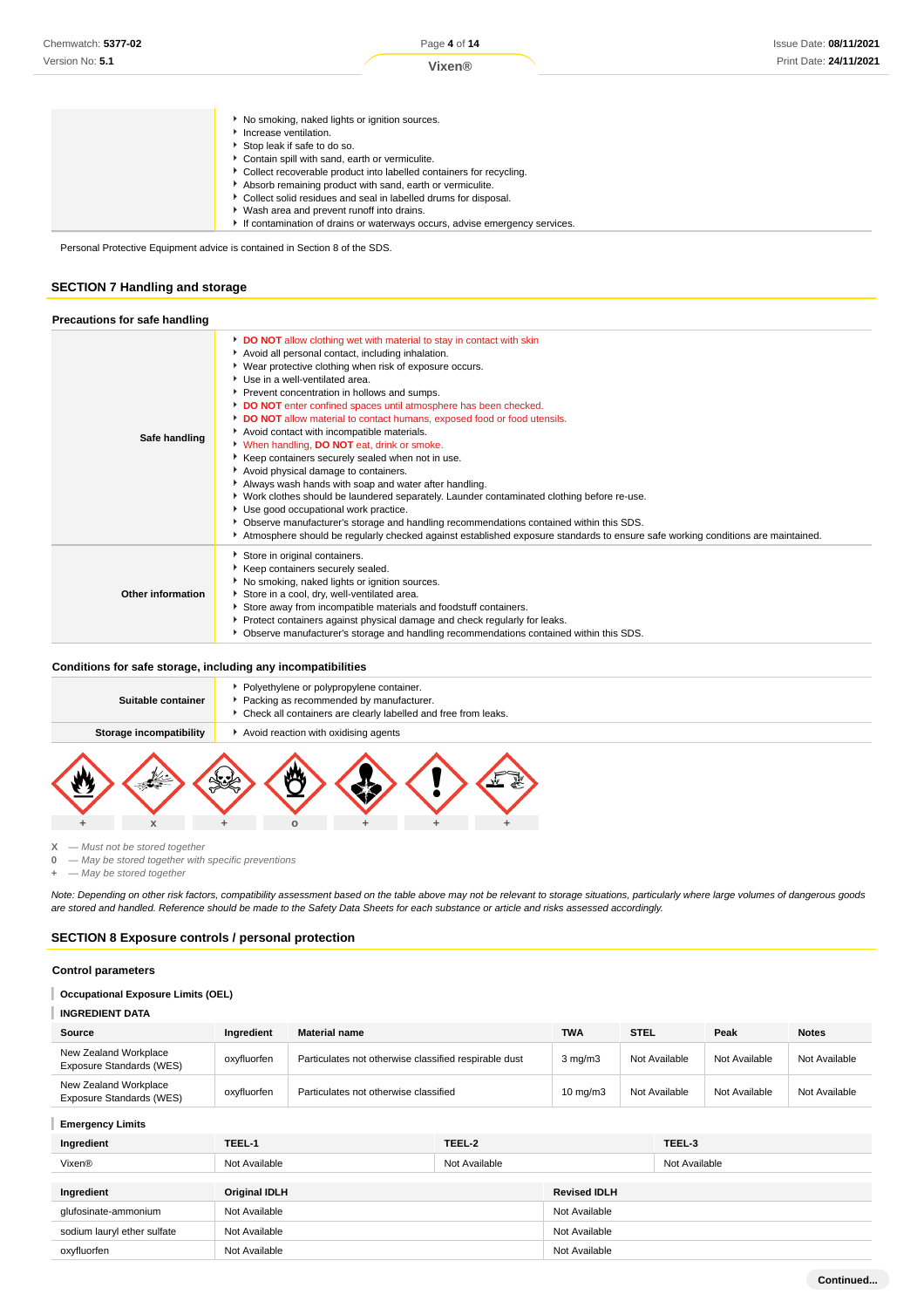| | |
|---|---|
| | - No smoking, naked lights or ignition sources.<br>- Increase ventilation.<br>- Stop leak if safe to do so.<br>- Contain spill with sand, earth or vermiculite.<br>- Collect recoverable product into labelled containers for recycling.<br>- Absorb remaining product with sand, earth or vermiculite.<br>- Collect solid residues and seal in labelled drums for disposal.<br>- Wash area and prevent runoff into drains.<br>- If contamination of drains or waterways occurs, advise emergency services. |

Personal Protective Equipment advice is contained in Section 8 of the SDS.

## SECTION 7 Handling and storage

### Precautions for safe handling

| | |
|---|---|
| **Safe handling** | - **DO NOT** allow clothing wet with material to stay in contact with skin<br>- Avoid all personal contact, including inhalation.<br>- Wear protective clothing when risk of exposure occurs.<br>- Use in a well-ventilated area.<br>- Prevent concentration in hollows and sumps.<br>- **DO NOT** enter confined spaces until atmosphere has been checked.<br>- **DO NOT** allow material to contact humans, exposed food or food utensils.<br>- Avoid contact with incompatible materials.<br>- When handling, **DO NOT** eat, drink or smoke.<br>- Keep containers securely sealed when not in use.<br>- Avoid physical damage to containers.<br>- Always wash hands with soap and water after handling.<br>- Work clothes should be laundered separately. Launder contaminated clothing before re-use.<br>- Use good occupational work practice.<br>- Observe manufacturer's storage and handling recommendations contained within this SDS.<br>- Atmosphere should be regularly checked against established exposure standards to ensure safe working conditions are maintained. |
| **Other information** | - Store in original containers.<br>- Keep containers securely sealed.<br>- No smoking, naked lights or ignition sources.<br>- Store in a cool, dry, well-ventilated area.<br>- Store away from incompatible materials and foodstuff containers.<br>- Protect containers against physical damage and check regularly for leaks.<br>- Observe manufacturer's storage and handling recommendations contained within this SDS. |

### Conditions for safe storage, including any incompatibilities

| | |
|---|---|
| **Suitable container** | - Polyethylene or polypropylene container.<br>- Packing as recommended by manufacturer.<br>- Check all containers are clearly labelled and free from leaks. |
| **Storage incompatibility** | - Avoid reaction with oxidising agents |

| Flammable | Explosive | Toxic | Oxidizing | Health hazard | Exclamation mark | Corrosive |
|---|---|---|---|---|---|---|
| + | x | + | o | + | + | + |

X — *Must not be stored together*
0 — *May be stored together with specific preventions*
\+ — *May be stored together*

*Note: Depending on other risk factors, compatibility assessment based on the table above may not be relevant to storage situations, particularly where large volumes of dangerous goods are stored and handled. Reference should be made to the Safety Data Sheets for each substance or article and risks assessed accordingly.*

## SECTION 8 Exposure controls / personal protection

### Control parameters

#### Occupational Exposure Limits (OEL)

#### INGREDIENT DATA

| Source | Ingredient | Material name | TWA | STEL | Peak | Notes |
|---|---|---|---|---|---|---|
| New Zealand Workplace Exposure Standards (WES) | oxyfluorfen | Particulates not otherwise classified respirable dust | 3 mg/m3 | Not Available | Not Available | Not Available |
| New Zealand Workplace Exposure Standards (WES) | oxyfluorfen | Particulates not otherwise classified | 10 mg/m3 | Not Available | Not Available | Not Available |

#### Emergency Limits

| Ingredient | TEEL-1 | TEEL-2 | TEEL-3 |
|---|---|---|---|
| Vixen® | Not Available | Not Available | Not Available |

| Ingredient | Original IDLH | Revised IDLH |
|---|---|---|
| glufosinate-ammonium | Not Available | Not Available |
| sodium lauryl ether sulfate | Not Available | Not Available |
| oxyfluorfen | Not Available | Not Available |

**Continued...**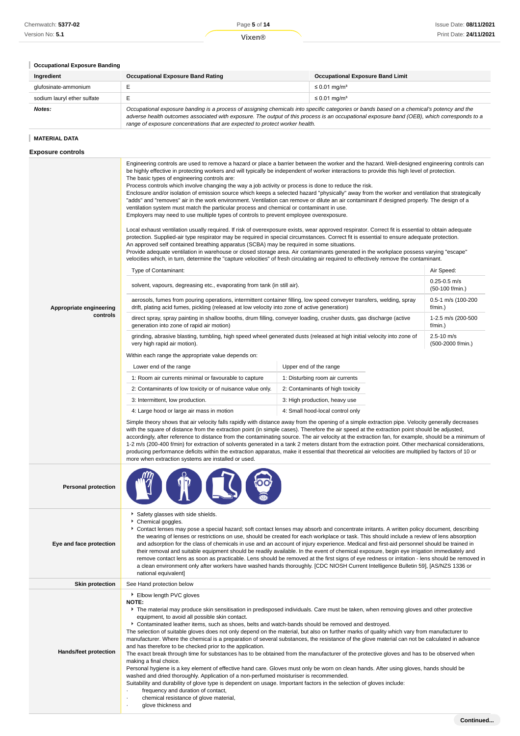### Occupational Exposure Banding

| Ingredient | Occupational Exposure Band Rating | Occupational Exposure Band Limit |
|---|---|---|
| glufosinate-ammonium | E | ≤ 0.01 mg/m³ |
| sodium lauryl ether sulfate | E | ≤ 0.01 mg/m³ |
| ***Notes:*** | *Occupational exposure banding is a process of assigning chemicals into specific categories or bands based on a chemical's potency and the adverse health outcomes associated with exposure. The output of this process is an occupational exposure band (OEB), which corresponds to a range of exposure concentrations that are expected to protect worker health.* | |

### MATERIAL DATA

## Exposure controls

**Appropriate engineering controls**

Engineering controls are used to remove a hazard or place a barrier between the worker and the hazard. Well-designed engineering controls can be highly effective in protecting workers and will typically be independent of worker interactions to provide this high level of protection.
The basic types of engineering controls are:
Process controls which involve changing the way a job activity or process is done to reduce the risk.
Enclosure and/or isolation of emission source which keeps a selected hazard "physically" away from the worker and ventilation that strategically "adds" and "removes" air in the work environment. Ventilation can remove or dilute an air contaminant if designed properly. The design of a ventilation system must match the particular process and chemical or contaminant in use.
Employers may need to use multiple types of controls to prevent employee overexposure.

Local exhaust ventilation usually required. If risk of overexposure exists, wear approved respirator. Correct fit is essential to obtain adequate protection. Supplied-air type respirator may be required in special circumstances. Correct fit is essential to ensure adequate protection.
An approved self contained breathing apparatus (SCBA) may be required in some situations.
Provide adequate ventilation in warehouse or closed storage area. Air contaminants generated in the workplace possess varying "escape" velocities which, in turn, determine the "capture velocities" of fresh circulating air required to effectively remove the contaminant.

| Type of Contaminant: | Air Speed: |
|---|---|
| solvent, vapours, degreasing etc., evaporating from tank (in still air). | 0.25-0.5 m/s (50-100 f/min.) |
| aerosols, fumes from pouring operations, intermittent container filling, low speed conveyer transfers, welding, spray drift, plating acid fumes, pickling (released at low velocity into zone of active generation) | 0.5-1 m/s (100-200 f/min.) |
| direct spray, spray painting in shallow booths, drum filling, conveyer loading, crusher dusts, gas discharge (active generation into zone of rapid air motion) | 1-2.5 m/s (200-500 f/min.) |
| grinding, abrasive blasting, tumbling, high speed wheel generated dusts (released at high initial velocity into zone of very high rapid air motion). | 2.5-10 m/s (500-2000 f/min.) |

Within each range the appropriate value depends on:

| Lower end of the range | Upper end of the range |
|---|---|
| 1: Room air currents minimal or favourable to capture | 1: Disturbing room air currents |
| 2: Contaminants of low toxicity or of nuisance value only. | 2: Contaminants of high toxicity |
| 3: Intermittent, low production. | 3: High production, heavy use |
| 4: Large hood or large air mass in motion | 4: Small hood-local control only |

Simple theory shows that air velocity falls rapidly with distance away from the opening of a simple extraction pipe. Velocity generally decreases with the square of distance from the extraction point (in simple cases). Therefore the air speed at the extraction point should be adjusted, accordingly, after reference to distance from the contaminating source. The air velocity at the extraction fan, for example, should be a minimum of 1-2 m/s (200-400 f/min) for extraction of solvents generated in a tank 2 meters distant from the extraction point. Other mechanical considerations, producing performance deficits within the extraction apparatus, make it essential that theoretical air velocities are multiplied by factors of 10 or more when extraction systems are installed or used.

**Personal protection**

**Eye and face protection**

- Safety glasses with side shields.
- Chemical goggles.
- Contact lenses may pose a special hazard; soft contact lenses may absorb and concentrate irritants. A written policy document, describing the wearing of lenses or restrictions on use, should be created for each workplace or task. This should include a review of lens absorption and adsorption for the class of chemicals in use and an account of injury experience. Medical and first-aid personnel should be trained in their removal and suitable equipment should be readily available. In the event of chemical exposure, begin eye irrigation immediately and remove contact lens as soon as practicable. Lens should be removed at the first signs of eye redness or irritation - lens should be removed in a clean environment only after workers have washed hands thoroughly. [CDC NIOSH Current Intelligence Bulletin 59], [AS/NZS 1336 or national equivalent]

**Skin protection**

See Hand protection below

**Hands/feet protection**

- Elbow length PVC gloves

**NOTE:**

- The material may produce skin sensitisation in predisposed individuals. Care must be taken, when removing gloves and other protective equipment, to avoid all possible skin contact.
- Contaminated leather items, such as shoes, belts and watch-bands should be removed and destroyed.

The selection of suitable gloves does not only depend on the material, but also on further marks of quality which vary from manufacturer to manufacturer. Where the chemical is a preparation of several substances, the resistance of the glove material can not be calculated in advance and has therefore to be checked prior to the application.
The exact break through time for substances has to be obtained from the manufacturer of the protective gloves and has to be observed when making a final choice.
Personal hygiene is a key element of effective hand care. Gloves must only be worn on clean hands. After using gloves, hands should be washed and dried thoroughly. Application of a non-perfumed moisturiser is recommended.
Suitability and durability of glove type is dependent on usage. Important factors in the selection of gloves include:

- frequency and duration of contact,
- chemical resistance of glove material,
- glove thickness and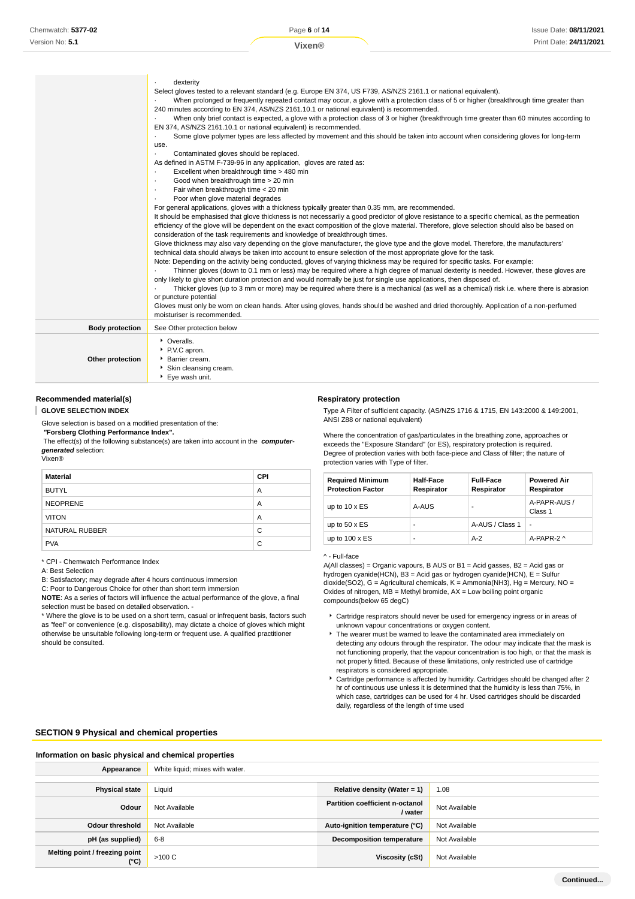| | |
|---|---|
| | · dexterity<br>Select gloves tested to a relevant standard (e.g. Europe EN 374, US F739, AS/NZS 2161.1 or national equivalent).<br>· When prolonged or frequently repeated contact may occur, a glove with a protection class of 5 or higher (breakthrough time greater than 240 minutes according to EN 374, AS/NZS 2161.10.1 or national equivalent) is recommended.<br>· When only brief contact is expected, a glove with a protection class of 3 or higher (breakthrough time greater than 60 minutes according to EN 374, AS/NZS 2161.10.1 or national equivalent) is recommended.<br>· Some glove polymer types are less affected by movement and this should be taken into account when considering gloves for long-term use.<br>· Contaminated gloves should be replaced.<br>As defined in ASTM F-739-96 in any application, gloves are rated as:<br>· Excellent when breakthrough time > 480 min<br>· Good when breakthrough time > 20 min<br>· Fair when breakthrough time < 20 min<br>· Poor when glove material degrades<br>For general applications, gloves with a thickness typically greater than 0.35 mm, are recommended.<br>It should be emphasised that glove thickness is not necessarily a good predictor of glove resistance to a specific chemical, as the permeation efficiency of the glove will be dependent on the exact composition of the glove material. Therefore, glove selection should also be based on consideration of the task requirements and knowledge of breakthrough times.<br>Glove thickness may also vary depending on the glove manufacturer, the glove type and the glove model. Therefore, the manufacturers' technical data should always be taken into account to ensure selection of the most appropriate glove for the task.<br>Note: Depending on the activity being conducted, gloves of varying thickness may be required for specific tasks. For example:<br>· Thinner gloves (down to 0.1 mm or less) may be required where a high degree of manual dexterity is needed. However, these gloves are only likely to give short duration protection and would normally be just for single use applications, then disposed of.<br>· Thicker gloves (up to 3 mm or more) may be required where there is a mechanical (as well as a chemical) risk i.e. where there is abrasion or puncture potential<br>Gloves must only be worn on clean hands. After using gloves, hands should be washed and dried thoroughly. Application of a non-perfumed moisturiser is recommended. |
| **Body protection** | See Other protection below |
| **Other protection** | ▸ Overalls.<br>▸ P.V.C apron.<br>▸ Barrier cream.<br>▸ Skin cleansing cream.<br>▸ Eye wash unit. |

### Recommended material(s)

**GLOVE SELECTION INDEX**

Glove selection is based on a modified presentation of the:

***"Forsberg Clothing Performance Index".***

The effect(s) of the following substance(s) are taken into account in the ***computer-generated*** selection:

Vixen®

| Material | CPI |
|---|---|
| BUTYL | A |
| NEOPRENE | A |
| VITON | A |
| NATURAL RUBBER | C |
| PVA | C |

\* CPI - Chemwatch Performance Index

A: Best Selection

B: Satisfactory; may degrade after 4 hours continuous immersion

C: Poor to Dangerous Choice for other than short term immersion

**NOTE**: As a series of factors will influence the actual performance of the glove, a final selection must be based on detailed observation. -

\* Where the glove is to be used on a short term, casual or infrequent basis, factors such as "feel" or convenience (e.g. disposability), may dictate a choice of gloves which might otherwise be unsuitable following long-term or frequent use. A qualified practitioner should be consulted.

### Respiratory protection

Type A Filter of sufficient capacity. (AS/NZS 1716 & 1715, EN 143:2000 & 149:2001, ANSI Z88 or national equivalent)

Where the concentration of gas/particulates in the breathing zone, approaches or exceeds the "Exposure Standard" (or ES), respiratory protection is required.
Degree of protection varies with both face-piece and Class of filter; the nature of protection varies with Type of filter.

| Required Minimum Protection Factor | Half-Face Respirator | Full-Face Respirator | Powered Air Respirator |
|---|---|---|---|
| up to 10 x ES | A-AUS | - | A-PAPR-AUS / Class 1 |
| up to 50 x ES | - | A-AUS / Class 1 | - |
| up to 100 x ES | - | A-2 | A-PAPR-2 ^ |

^ - Full-face

A(All classes) = Organic vapours, B AUS or B1 = Acid gasses, B2 = Acid gas or hydrogen cyanide(HCN), B3 = Acid gas or hydrogen cyanide(HCN), E = Sulfur dioxide(SO2), G = Agricultural chemicals, K = Ammonia(NH3), Hg = Mercury, NO = Oxides of nitrogen, MB = Methyl bromide, AX = Low boiling point organic compounds(below 65 degC)

- Cartridge respirators should never be used for emergency ingress or in areas of unknown vapour concentrations or oxygen content.
- The wearer must be warned to leave the contaminated area immediately on detecting any odours through the respirator. The odour may indicate that the mask is not functioning properly, that the vapour concentration is too high, or that the mask is not properly fitted. Because of these limitations, only restricted use of cartridge respirators is considered appropriate.
- Cartridge performance is affected by humidity. Cartridges should be changed after 2 hr of continuous use unless it is determined that the humidity is less than 75%, in which case, cartridges can be used for 4 hr. Used cartridges should be discarded daily, regardless of the length of time used

## SECTION 9 Physical and chemical properties

### Information on basic physical and chemical properties

| | | | |
|---|---|---|---|
| **Appearance** | White liquid; mixes with water. | | |
| **Physical state** | Liquid | **Relative density (Water = 1)** | 1.08 |
| **Odour** | Not Available | **Partition coefficient n-octanol / water** | Not Available |
| **Odour threshold** | Not Available | **Auto-ignition temperature (°C)** | Not Available |
| **pH (as supplied)** | 6-8 | **Decomposition temperature** | Not Available |
| **Melting point / freezing point (°C)** | >100 C | **Viscosity (cSt)** | Not Available |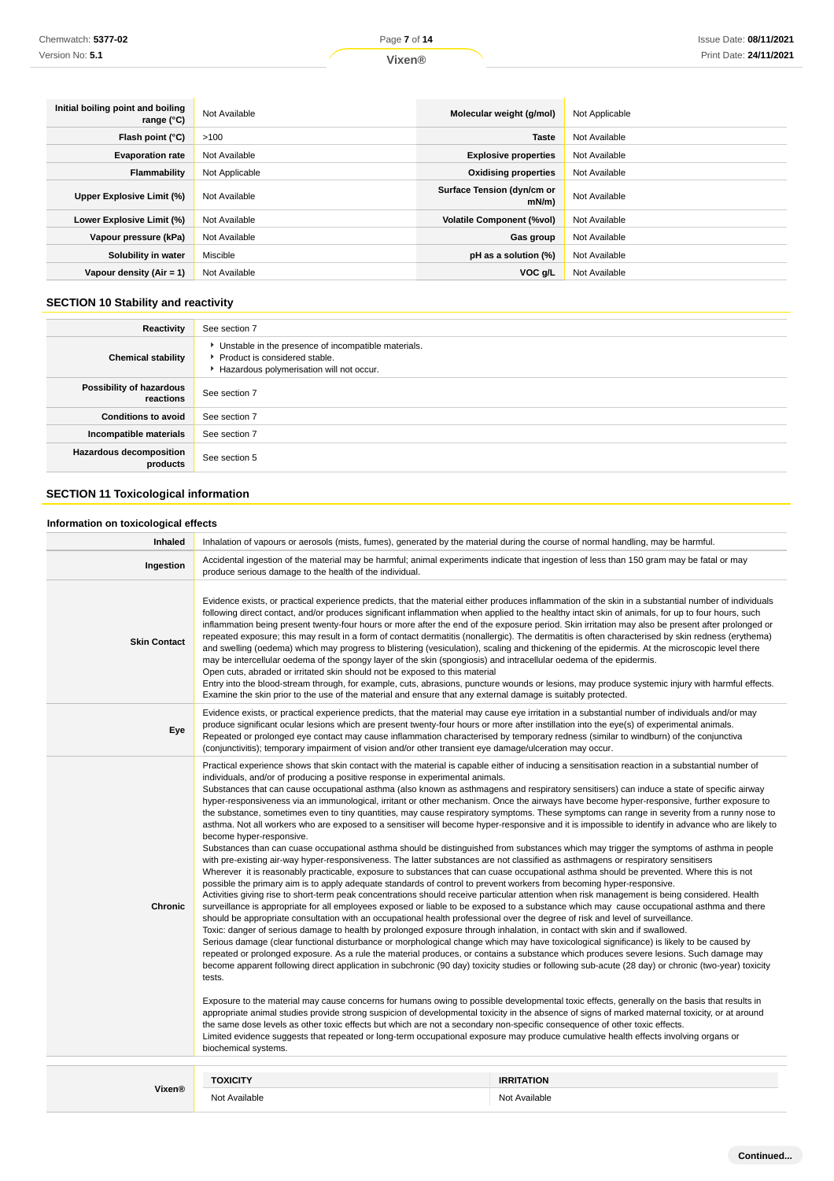| | | | |
|---|---|---|---|
| **Initial boiling point and boiling range (°C)** | Not Available | **Molecular weight (g/mol)** | Not Applicable |
| **Flash point (°C)** | >100 | **Taste** | Not Available |
| **Evaporation rate** | Not Available | **Explosive properties** | Not Available |
| **Flammability** | Not Applicable | **Oxidising properties** | Not Available |
| **Upper Explosive Limit (%)** | Not Available | **Surface Tension (dyn/cm or mN/m)** | Not Available |
| **Lower Explosive Limit (%)** | Not Available | **Volatile Component (%vol)** | Not Available |
| **Vapour pressure (kPa)** | Not Available | **Gas group** | Not Available |
| **Solubility in water** | Miscible | **pH as a solution (%)** | Not Available |
| **Vapour density (Air = 1)** | Not Available | **VOC g/L** | Not Available |

## SECTION 10 Stability and reactivity

| | |
|---|---|
| **Reactivity** | See section 7 |
| **Chemical stability** | ▸ Unstable in the presence of incompatible materials.<br>▸ Product is considered stable.<br>▸ Hazardous polymerisation will not occur. |
| **Possibility of hazardous reactions** | See section 7 |
| **Conditions to avoid** | See section 7 |
| **Incompatible materials** | See section 7 |
| **Hazardous decomposition products** | See section 5 |

## SECTION 11 Toxicological information

### Information on toxicological effects

| | |
|---|---|
| **Inhaled** | Inhalation of vapours or aerosols (mists, fumes), generated by the material during the course of normal handling, may be harmful. |
| **Ingestion** | Accidental ingestion of the material may be harmful; animal experiments indicate that ingestion of less than 150 gram may be fatal or may produce serious damage to the health of the individual. |
| **Skin Contact** | Evidence exists, or practical experience predicts, that the material either produces inflammation of the skin in a substantial number of individuals following direct contact, and/or produces significant inflammation when applied to the healthy intact skin of animals, for up to four hours, such inflammation being present twenty-four hours or more after the end of the exposure period. Skin irritation may also be present after prolonged or repeated exposure; this may result in a form of contact dermatitis (nonallergic). The dermatitis is often characterised by skin redness (erythema) and swelling (oedema) which may progress to blistering (vesiculation), scaling and thickening of the epidermis. At the microscopic level there may be intercellular oedema of the spongy layer of the skin (spongiosis) and intracellular oedema of the epidermis.<br>Open cuts, abraded or irritated skin should not be exposed to this material<br>Entry into the blood-stream through, for example, cuts, abrasions, puncture wounds or lesions, may produce systemic injury with harmful effects. Examine the skin prior to the use of the material and ensure that any external damage is suitably protected. |
| **Eye** | Evidence exists, or practical experience predicts, that the material may cause eye irritation in a substantial number of individuals and/or may produce significant ocular lesions which are present twenty-four hours or more after instillation into the eye(s) of experimental animals.<br>Repeated or prolonged eye contact may cause inflammation characterised by temporary redness (similar to windburn) of the conjunctiva (conjunctivitis); temporary impairment of vision and/or other transient eye damage/ulceration may occur. |
| **Chronic** | Practical experience shows that skin contact with the material is capable either of inducing a sensitisation reaction in a substantial number of individuals, and/or of producing a positive response in experimental animals.<br>Substances that can cause occupational asthma (also known as asthmagens and respiratory sensitisers) can induce a state of specific airway hyper-responsiveness via an immunological, irritant or other mechanism. Once the airways have become hyper-responsive, further exposure to the substance, sometimes even to tiny quantities, may cause respiratory symptoms. These symptoms can range in severity from a runny nose to asthma. Not all workers who are exposed to a sensitiser will become hyper-responsive and it is impossible to identify in advance who are likely to become hyper-responsive.<br>Substances than can cuase occupational asthma should be distinguished from substances which may trigger the symptoms of asthma in people with pre-existing air-way hyper-responsiveness. The latter substances are not classified as asthmagens or respiratory sensitisers<br>Wherever it is reasonably practicable, exposure to substances that can cuase occupational asthma should be prevented. Where this is not possible the primary aim is to apply adequate standards of control to prevent workers from becoming hyper-responsive.<br>Activities giving rise to short-term peak concentrations should receive particular attention when risk management is being considered. Health surveillance is appropriate for all employees exposed or liable to be exposed to a substance which may cause occupational asthma and there should be appropriate consultation with an occupational health professional over the degree of risk and level of surveillance.<br>Toxic: danger of serious damage to health by prolonged exposure through inhalation, in contact with skin and if swallowed.<br>Serious damage (clear functional disturbance or morphological change which may have toxicological significance) is likely to be caused by repeated or prolonged exposure. As a rule the material produces, or contains a substance which produces severe lesions. Such damage may become apparent following direct application in subchronic (90 day) toxicity studies or following sub-acute (28 day) or chronic (two-year) toxicity tests.<br><br>Exposure to the material may cause concerns for humans owing to possible developmental toxic effects, generally on the basis that results in appropriate animal studies provide strong suspicion of developmental toxicity in the absence of signs of marked maternal toxicity, or at around the same dose levels as other toxic effects but which are not a secondary non-specific consequence of other toxic effects.<br>Limited evidence suggests that repeated or long-term occupational exposure may produce cumulative health effects involving organs or biochemical systems. |

| | TOXICITY | IRRITATION |
|---|---|---|
| **Vixen®** | Not Available | Not Available |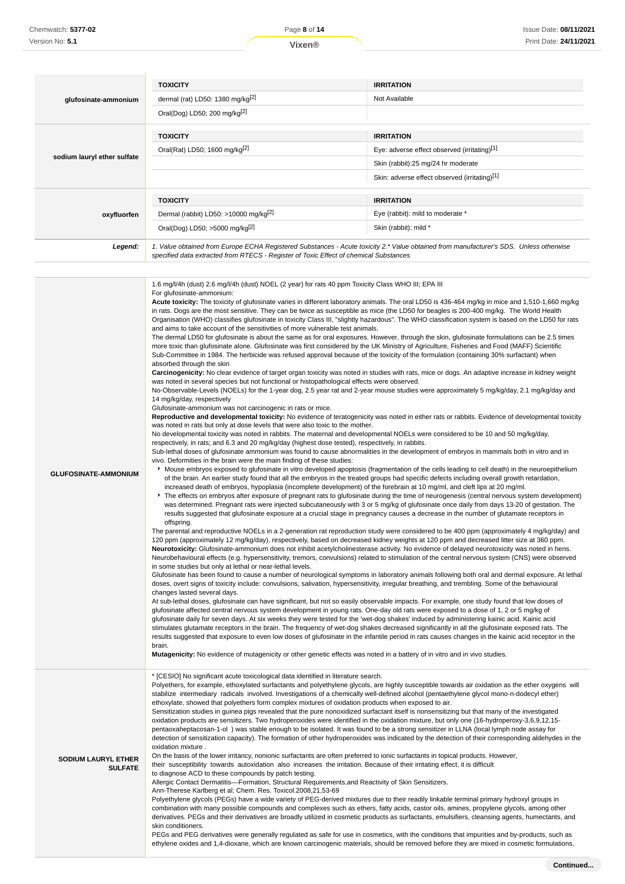| | TOXICITY | IRRITATION |
|---|---|---|
| **glufosinate-ammonium** | dermal (rat) LD50: 1380 mg/kg[2] | Not Available |
| | Oral(Dog) LD50; 200 mg/kg[2] | |

| | TOXICITY | IRRITATION |
|---|---|---|
| **sodium lauryl ether sulfate** | Oral(Rat) LD50; 1600 mg/kg[2] | Eye: adverse effect observed (irritating)[1] |
| | | Skin (rabbit):25 mg/24 hr moderate |
| | | Skin: adverse effect observed (irritating)[1] |

| | TOXICITY | IRRITATION |
|---|---|---|
| **oxyfluorfen** | Dermal (rabbit) LD50: >10000 mg/kg[2] | Eye (rabbit): mild to moderate * |
| | Oral(Dog) LD50; >5000 mg/kg[2] | Skin (rabbit): mild * |

***Legend:*** *1. Value obtained from Europe ECHA Registered Substances - Acute toxicity 2.* Value obtained from manufacturer's SDS. Unless otherwise specified data extracted from RTECS - Register of Toxic Effect of chemical Substances*

**GLUFOSINATE-AMMONIUM**

1.6 mg/l/4h (dust) 2.6 mg/l/4h (dust) NOEL (2 year) for rats 40 ppm Toxicity Class WHO III; EPA III
For glufosinate-ammonium:
**Acute toxicity:** The toxicity of glufosinate varies in different laboratory animals. The oral LD50 is 436-464 mg/kg in mice and 1,510-1,660 mg/kg in rats. Dogs are the most sensitive. They can be twice as susceptible as mice (the LD50 for beagles is 200-400 mg/kg. The World Health Organisation (WHO) classifies glufosinate in toxicity Class III, "slightly hazardous". The WHO classification system is based on the LD50 for rats and aims to take account of the sensitivities of more vulnerable test animals.
The dermal LD50 for glufosinate is about the same as for oral exposures. However, through the skin, glufosinate formulations can be 2.5 times more toxic than glufosinate alone. Glufosinate was first considered by the UK Ministry of Agriculture, Fisheries and Food (MAFF) Scientific Sub-Committee in 1984. The herbicide was refused approval because of the toxicity of the formulation (containing 30% surfactant) when absorbed through the skin
**Carcinogenicity:** No clear evidence of target organ toxicity was noted in studies with rats, mice or dogs. An adaptive increase in kidney weight was noted in several species but not functional or histopathological effects were observed.
No-Observable-Levels (NOELs) for the 1-year dog, 2.5 year rat and 2-year mouse studies were approximately 5 mg/kg/day, 2.1 mg/kg/day and 14 mg/kg/day, respectively
Glufosinate-ammonium was not carcinogenic in rats or mice.
**Reproductive and developmental toxicity:** No evidence of teratogenicity was noted in either rats or rabbits. Evidence of developmental toxicity was noted in rats but only at dose levels that were also toxic to the mother.
No developmental toxicity was noted in rabbits. The maternal and developmental NOELs were considered to be 10 and 50 mg/kg/day, respectively, in rats; and 6.3 and 20 mg/kg/day (highest dose tested), respectively, in rabbits.
Sub-lethal doses of glufosinate ammonium was found to cause abnormalities in the development of embryos in mammals both in vitro and in vivo. Deformities in the brain were the main finding of these studies:

- Mouse embryos exposed to glufosinate in vitro developed apoptosis (fragmentation of the cells leading to cell death) in the neuroepithelium of the brain. An earlier study found that all the embryos in the treated groups had specific defects including overall growth retardation, increased death of embryos, hypoplasia (incomplete development) of the forebrain at 10 mg/ml, and cleft lips at 20 mg/ml.
- The effects on embryos after exposure of pregnant rats to glufosinate during the time of neurogenesis (central nervous system development) was determined. Pregnant rats were injected subcutaneously with 3 or 5 mg/kg of glufosinate once daily from days 13-20 of gestation. The results suggested that glufosinate exposure at a crucial stage in pregnancy causes a decrease in the number of glutamate receptors in offspring.

The parental and reproductive NOELs in a 2-generation rat reproduction study were considered to be 400 ppm (approximately 4 mg/kg/day) and 120 ppm (approximately 12 mg/kg/day), respectively, based on decreased kidney weights at 120 ppm and decreased litter size at 360 ppm.
**Neurotoxicity:** Glufosinate-ammonium does not inhibit acetylcholinesterase activity. No evidence of delayed neurotoxicity was noted in hens. Neurobehavioural effects (e.g. hypersensitivity, tremors, convulsions) related to stimulation of the central nervous system (CNS) were observed in some studies but only at lethal or near-lethal levels.
Glufosinate has been found to cause a number of neurological symptoms in laboratory animals following both oral and dermal exposure. At lethal doses, overt signs of toxicity include: convulsions, salivation, hypersensitivity, irregular breathing, and trembling. Some of the behavioural changes lasted several days.
At sub-lethal doses, glufosinate can have significant, but not so easily observable impacts. For example, one study found that low doses of glufosinate affected central nervous system development in young rats. One-day old rats were exposed to a dose of 1, 2 or 5 mg/kg of glufosinate daily for seven days. At six weeks they were tested for the 'wet-dog shakes' induced by administering kainic acid. Kainic acid stimulates glutamate receptors in the brain. The frequency of wet-dog shakes decreased significantly in all the glufosinate exposed rats. The results suggested that exposure to even low doses of glufosinate in the infantile period in rats causes changes in the kainic acid receptor in the brain.
**Mutagenicity:** No evidence of mutagenicity or other genetic effects was noted in a battery of in vitro and in vivo studies.

**SODIUM LAURYL ETHER SULFATE**

* [CESIO] No significant acute toxicological data identified in literature search.
Polyethers, for example, ethoxylated surfactants and polyethylene glycols, are highly susceptible towards air oxidation as the ether oxygens will stabilize intermediary radicals involved. Investigations of a chemically well-defined alcohol (pentaethylene glycol mono-n-dodecyl ether) ethoxylate, showed that polyethers form complex mixtures of oxidation products when exposed to air.
Sensitization studies in guinea pigs revealed that the pure nonoxidized surfactant itself is nonsensitizing but that many of the investigated oxidation products are sensitizers. Two hydroperoxides were identified in the oxidation mixture, but only one (16-hydroperoxy-3,6,9,12,15-pentaoxaheptacosan-1-ol ) was stable enough to be isolated. It was found to be a strong sensitizer in LLNA (local lymph node assay for detection of sensitization capacity). The formation of other hydroperoxides was indicated by the detection of their corresponding aldehydes in the oxidation mixture .
On the basis of the lower irritancy, nonionic surfactants are often preferred to ionic surfactants in topical products. However, their susceptibility towards autoxidation also increases the irritation. Because of their irritating effect, it is difficult to diagnose ACD to these compounds by patch testing.
Allergic Contact Dermatitis—Formation, Structural Requirements,and Reactivity of Skin Sensitizers.
Ann-Therese Karlberg et al; Chem. Res. Toxicol.2008,21,53-69
Polyethylene glycols (PEGs) have a wide variety of PEG-derived mixtures due to their readily linkable terminal primary hydroxyl groups in combination with many possible compounds and complexes such as ethers, fatty acids, castor oils, amines, propylene glycols, among other derivatives. PEGs and their derivatives are broadly utilized in cosmetic products as surfactants, emulsifiers, cleansing agents, humectants, and skin conditioners.
PEGs and PEG derivatives were generally regulated as safe for use in cosmetics, with the conditions that impurities and by-products, such as ethylene oxides and 1,4-dioxane, which are known carcinogenic materials, should be removed before they are mixed in cosmetic formulations.

**Continued...**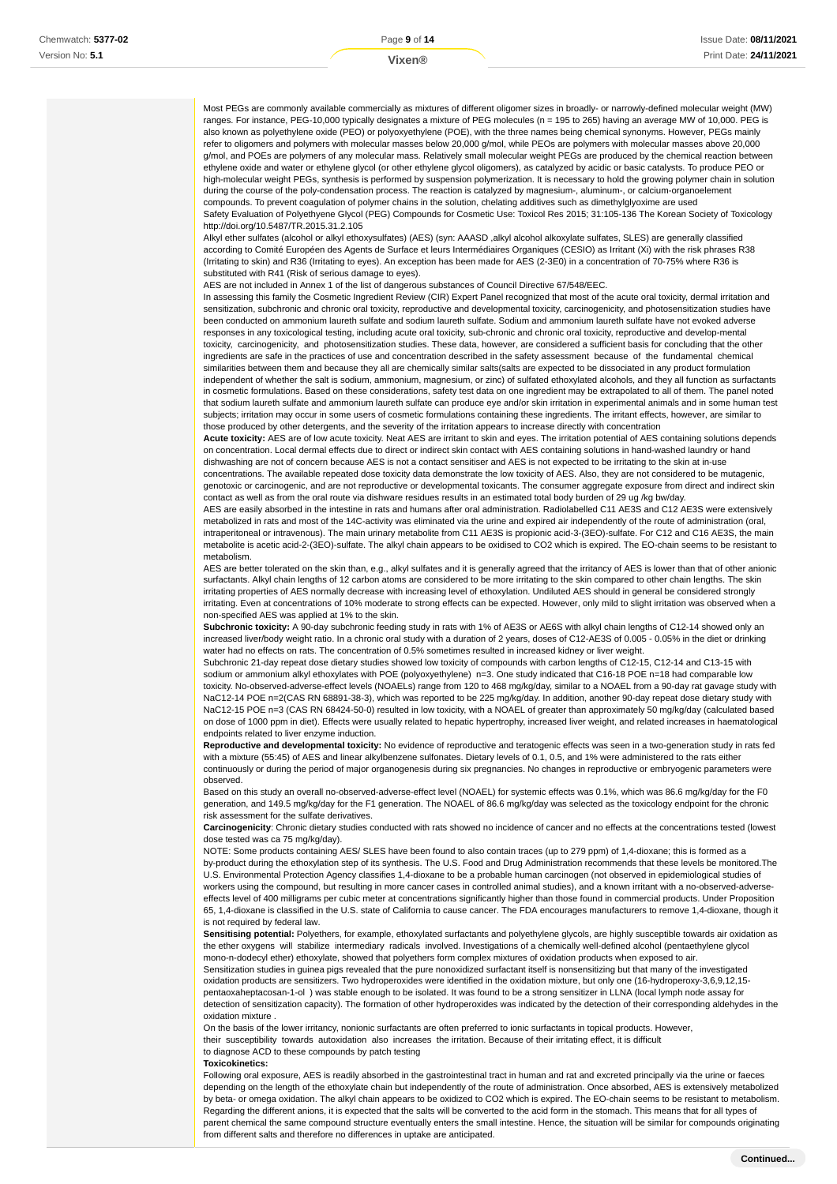Most PEGs are commonly available commercially as mixtures of different oligomer sizes in broadly- or narrowly-defined molecular weight (MW) ranges. For instance, PEG-10,000 typically designates a mixture of PEG molecules (n = 195 to 265) having an average MW of 10,000. PEG is also known as polyethylene oxide (PEO) or polyoxyethylene (POE), with the three names being chemical synonyms. However, PEGs mainly refer to oligomers and polymers with molecular masses below 20,000 g/mol, while PEOs are polymers with molecular masses above 20,000 g/mol, and POEs are polymers of any molecular mass. Relatively small molecular weight PEGs are produced by the chemical reaction between ethylene oxide and water or ethylene glycol (or other ethylene glycol oligomers), as catalyzed by acidic or basic catalysts. To produce PEO or high-molecular weight PEGs, synthesis is performed by suspension polymerization. It is necessary to hold the growing polymer chain in solution during the course of the poly-condensation process. The reaction is catalyzed by magnesium-, aluminum-, or calcium-organoelement compounds. To prevent coagulation of polymer chains in the solution, chelating additives such as dimethylglyoxime are used
Safety Evaluation of Polyethylene Glycol (PEG) Compounds for Cosmetic Use: Toxicol Res 2015; 31:105-136 The Korean Society of Toxicology http://doi.org/10.5487/TR.2015.31.2.105

Alkyl ether sulfates (alcohol or alkyl ethoxysulfates) (AES) (syn: AAASD ,alkyl alcohol alkoxylate sulfates, SLES) are generally classified according to Comité Européen des Agents de Surface et leurs Intermédiaires Organiques (CESIO) as Irritant (Xi) with the risk phrases R38 (Irritating to skin) and R36 (Irritating to eyes). An exception has been made for AES (2-3E0) in a concentration of 70-75% where R36 is substituted with R41 (Risk of serious damage to eyes).
AES are not included in Annex 1 of the list of dangerous substances of Council Directive 67/548/EEC.
In assessing this family the Cosmetic Ingredient Review (CIR) Expert Panel recognized that most of the acute oral toxicity, dermal irritation and sensitization, subchronic and chronic oral toxicity, reproductive and developmental toxicity, carcinogenicity, and photosensitization studies have been conducted on ammonium laureth sulfate and sodium laureth sulfate. Sodium and ammonium laureth sulfate have not evoked adverse responses in any toxicological testing, including acute oral toxicity, sub-chronic and chronic oral toxicity, reproductive and develop-mental toxicity, carcinogenicity, and photosensitization studies. These data, however, are considered a sufficient basis for concluding that the other ingredients are safe in the practices of use and concentration described in the safety assessment because of the fundamental chemical similarities between them and because they all are chemically similar salts(salts are expected to be dissociated in any product formulation independent of whether the salt is sodium, ammonium, magnesium, or zinc) of sulfated ethoxylated alcohols, and they all function as surfactants in cosmetic formulations. Based on these considerations, safety test data on one ingredient may be extrapolated to all of them. The panel noted that sodium laureth sulfate and ammonium laureth sulfate can produce eye and/or skin irritation in experimental animals and in some human test subjects; irritation may occur in some users of cosmetic formulations containing these ingredients. The irritant effects, however, are similar to those produced by other detergents, and the severity of the irritation appears to increase directly with concentration
**Acute toxicity:** AES are of low acute toxicity. Neat AES are irritant to skin and eyes. The irritation potential of AES containing solutions depends on concentration. Local dermal effects due to direct or indirect skin contact with AES containing solutions in hand-washed laundry or hand dishwashing are not of concern because AES is not a contact sensitiser and AES is not expected to be irritating to the skin at in-use concentrations. The available repeated dose toxicity data demonstrate the low toxicity of AES. Also, they are not considered to be mutagenic, genotoxic or carcinogenic, and are not reproductive or developmental toxicants. The consumer aggregate exposure from direct and indirect skin contact as well as from the oral route via dishware residues results in an estimated total body burden of 29 ug /kg bw/day.
AES are easily absorbed in the intestine in rats and humans after oral administration. Radiolabelled C11 AE3S and C12 AE3S were extensively metabolized in rats and most of the 14C-activity was eliminated via the urine and expired air independently of the route of administration (oral, intraperitoneal or intravenous). The main urinary metabolite from C11 AE3S is propionic acid-3-(3EO)-sulfate. For C12 and C16 AE3S, the main metabolite is acetic acid-2-(3EO)-sulfate. The alkyl chain appears to be oxidised to CO2 which is expired. The EO-chain seems to be resistant to metabolism.
AES are better tolerated on the skin than, e.g., alkyl sulfates and it is generally agreed that the irritancy of AES is lower than that of other anionic surfactants. Alkyl chain lengths of 12 carbon atoms are considered to be more irritating to the skin compared to other chain lengths. The skin irritating properties of AES normally decrease with increasing level of ethoxylation. Undiluted AES should in general be considered strongly irritating. Even at concentrations of 10% moderate to strong effects can be expected. However, only mild to slight irritation was observed when a non-specified AES was applied at 1% to the skin.
**Subchronic toxicity:** A 90-day subchronic feeding study in rats with 1% of AE3S or AE6S with alkyl chain lengths of C12-14 showed only an increased liver/body weight ratio. In a chronic oral study with a duration of 2 years, doses of C12-AE3S of 0.005 - 0.05% in the diet or drinking water had no effects on rats. The concentration of 0.5% sometimes resulted in increased kidney or liver weight.
Subchronic 21-day repeat dose dietary studies showed low toxicity of compounds with carbon lengths of C12-15, C12-14 and C13-15 with sodium or ammonium alkyl ethoxylates with POE (polyoxyethylene) n=3. One study indicated that C16-18 POE n=18 had comparable low toxicity. No-observed-adverse-effect levels (NOAELs) range from 120 to 468 mg/kg/day, similar to a NOAEL from a 90-day rat gavage study with NaC12-14 POE n=2(CAS RN 68891-38-3), which was reported to be 225 mg/kg/day. In addition, another 90-day repeat dose dietary study with NaC12-15 POE n=3 (CAS RN 68424-50-0) resulted in low toxicity, with a NOAEL of greater than approximately 50 mg/kg/day (calculated based on dose of 1000 ppm in diet). Effects were usually related to hepatic hypertrophy, increased liver weight, and related increases in haematological endpoints related to liver enzyme induction.
**Reproductive and developmental toxicity:** No evidence of reproductive and teratogenic effects was seen in a two-generation study in rats fed with a mixture (55:45) of AES and linear alkylbenzene sulfonates. Dietary levels of 0.1, 0.5, and 1% were administered to the rats either continuously or during the period of major organogenesis during six pregnancies. No changes in reproductive or embryogenic parameters were observed.
Based on this study an overall no-observed-adverse-effect level (NOAEL) for systemic effects was 0.1%, which was 86.6 mg/kg/day for the F0 generation, and 149.5 mg/kg/day for the F1 generation. The NOAEL of 86.6 mg/kg/day was selected as the toxicology endpoint for the chronic risk assessment for the sulfate derivatives.
**Carcinogenicity**: Chronic dietary studies conducted with rats showed no incidence of cancer and no effects at the concentrations tested (lowest dose tested was ca 75 mg/kg/day).
NOTE: Some products containing AES/ SLES have been found to also contain traces (up to 279 ppm) of 1,4-dioxane; this is formed as a by-product during the ethoxylation step of its synthesis. The U.S. Food and Drug Administration recommends that these levels be monitored.The U.S. Environmental Protection Agency classifies 1,4-dioxane to be a probable human carcinogen (not observed in epidemiological studies of workers using the compound, but resulting in more cancer cases in controlled animal studies), and a known irritant with a no-observed-adverse-effects level of 400 milligrams per cubic meter at concentrations significantly higher than those found in commercial products. Under Proposition 65, 1,4-dioxane is classified in the U.S. state of California to cause cancer. The FDA encourages manufacturers to remove 1,4-dioxane, though it is not required by federal law.
**Sensitising potential:** Polyethers, for example, ethoxylated surfactants and polyethylene glycols, are highly susceptible towards air oxidation as the ether oxygens will stabilize intermediary radicals involved. Investigations of a chemically well-defined alcohol (pentaethylene glycol mono-n-dodecyl ether) ethoxylate, showed that polyethers form complex mixtures of oxidation products when exposed to air.
Sensitization studies in guinea pigs revealed that the pure nonoxidized surfactant itself is nonsensitizing but that many of the investigated oxidation products are sensitizers. Two hydroperoxides were identified in the oxidation mixture, but only one (16-hydroperoxy-3,6,9,12,15-pentaoxaheptacosan-1-ol ) was stable enough to be isolated. It was found to be a strong sensitizer in LLNA (local lymph node assay for detection of sensitization capacity). The formation of other hydroperoxides was indicated by the detection of their corresponding aldehydes in the oxidation mixture .
On the basis of the lower irritancy, nonionic surfactants are often preferred to ionic surfactants in topical products. However, their susceptibility towards autoxidation also increases the irritation. Because of their irritating effect, it is difficult to diagnose ACD to these compounds by patch testing
**Toxicokinetics:**
Following oral exposure, AES is readily absorbed in the gastrointestinal tract in human and rat and excreted principally via the urine or faeces depending on the length of the ethoxylate chain but independently of the route of administration. Once absorbed, AES is extensively metabolized by beta- or omega oxidation. The alkyl chain appears to be oxidized to CO2 which is expired. The EO-chain seems to be resistant to metabolism. Regarding the different anions, it is expected that the salts will be converted to the acid form in the stomach. This means that for all types of parent chemical the same compound structure eventually enters the small intestine. Hence, the situation will be similar for compounds originating from different salts and therefore no differences in uptake are anticipated.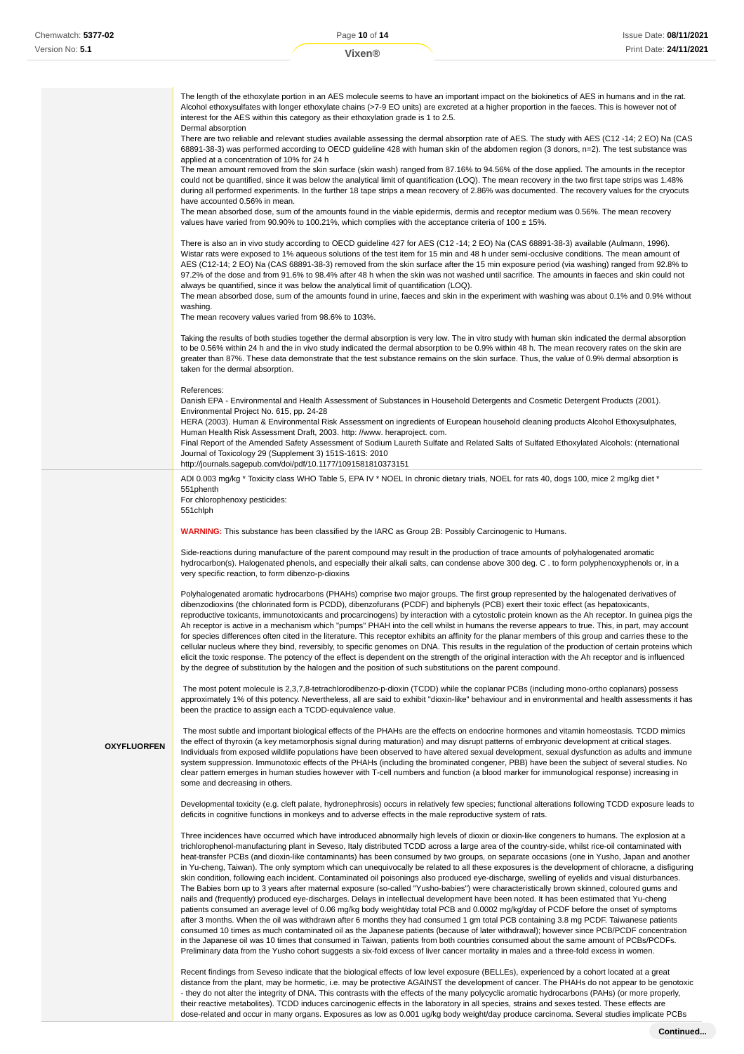| | |
|---|---|
| | The length of the ethoxylate portion in an AES molecule seems to have an important impact on the biokinetics of AES in humans and in the rat. Alcohol ethoxysulfates with longer ethoxylate chains (>7-9 EO units) are excreted at a higher proportion in the faeces. This is however not of interest for the AES within this category as their ethoxylation grade is 1 to 2.5.<br>Dermal absorption<br>There are two reliable and relevant studies available assessing the dermal absorption rate of AES. The study with AES (C12 -14; 2 EO) Na (CAS 68891-38-3) was performed according to OECD guideline 428 with human skin of the abdomen region (3 donors, n=2). The test substance was applied at a concentration of 10% for 24 h<br>The mean amount removed from the skin surface (skin wash) ranged from 87.16% to 94.56% of the dose applied. The amounts in the receptor could not be quantified, since it was below the analytical limit of quantification (LOQ). The mean recovery in the two first tape strips was 1.48% during all performed experiments. In the further 18 tape strips a mean recovery of 2.86% was documented. The recovery values for the cryocuts have accounted 0.56% in mean.<br>The mean absorbed dose, sum of the amounts found in the viable epidermis, dermis and receptor medium was 0.56%. The mean recovery values have varied from 90.90% to 100.21%, which complies with the acceptance criteria of 100 ± 15%.<br><br>There is also an in vivo study according to OECD guideline 427 for AES (C12 -14; 2 EO) Na (CAS 68891-38-3) available (Aulmann, 1996). Wistar rats were exposed to 1% aqueous solutions of the test item for 15 min and 48 h under semi-occlusive conditions. The mean amount of AES (C12-14; 2 EO) Na (CAS 68891-38-3) removed from the skin surface after the 15 min exposure period (via washing) ranged from 92.8% to 97.2% of the dose and from 91.6% to 98.4% after 48 h when the skin was not washed until sacrifice. The amounts in faeces and skin could not always be quantified, since it was below the analytical limit of quantification (LOQ).<br>The mean absorbed dose, sum of the amounts found in urine, faeces and skin in the experiment with washing was about 0.1% and 0.9% without washing.<br>The mean recovery values varied from 98.6% to 103%.<br><br>Taking the results of both studies together the dermal absorption is very low. The in vitro study with human skin indicated the dermal absorption to be 0.56% within 24 h and the in vivo study indicated the dermal absorption to be 0.9% within 48 h. The mean recovery rates on the skin are greater than 87%. These data demonstrate that the test substance remains on the skin surface. Thus, the value of 0.9% dermal absorption is taken for the dermal absorption.<br><br>References:<br>Danish EPA - Environmental and Health Assessment of Substances in Household Detergents and Cosmetic Detergent Products (2001). Environmental Project No. 615, pp. 24-28<br>HERA (2003). Human & Environmental Risk Assessment on ingredients of European household cleaning products Alcohol Ethoxysulphates, Human Health Risk Assessment Draft, 2003. http: //www. heraproject. com.<br>Final Report of the Amended Safety Assessment of Sodium Laureth Sulfate and Related Salts of Sulfated Ethoxylated Alcohols: (nternational Journal of Toxicology 29 (Supplement 3) 151S-161S: 2010<br>http://journals.sagepub.com/doi/pdf/10.1177/1091581810373151 |
| **OXYFLUORFEN** | ADI 0.003 mg/kg * Toxicity class WHO Table 5, EPA IV * NOEL In chronic dietary trials, NOEL for rats 40, dogs 100, mice 2 mg/kg diet * 551phenth<br>For chlorophenoxy pesticides:<br>551chlph<br><br>**WARNING:** This substance has been classified by the IARC as Group 2B: Possibly Carcinogenic to Humans.<br><br>Side-reactions during manufacture of the parent compound may result in the production of trace amounts of polyhalogenated aromatic hydrocarbon(s). Halogenated phenols, and especially their alkali salts, can condense above 300 deg. C . to form polyphenoxyphenols or, in a very specific reaction, to form dibenzo-p-dioxins<br><br>Polyhalogenated aromatic hydrocarbons (PHAHs) comprise two major groups. The first group represented by the halogenated derivatives of dibenzodioxins (the chlorinated form is PCDD), dibenzofurans (PCDF) and biphenyls (PCB) exert their toxic effect (as hepatoxicants, reproductive toxicants, immunotoxicants and procarcinogens) by interaction with a cytosolic protein known as the Ah receptor. In guinea pigs the Ah receptor is active in a mechanism which "pumps" PHAH into the cell whilst in humans the reverse appears to true. This, in part, may account for species differences often cited in the literature. This receptor exhibits an affinity for the planar members of this group and carries these to the cellular nucleus where they bind, reversibly, to specific genomes on DNA. This results in the regulation of the production of certain proteins which elicit the toxic response. The potency of the effect is dependent on the strength of the original interaction with the Ah receptor and is influenced by the degree of substitution by the halogen and the position of such substitutions on the parent compound.<br><br>The most potent molecule is 2,3,7,8-tetrachlorodibenzo-p-dioxin (TCDD) while the coplanar PCBs (including mono-ortho coplanars) possess approximately 1% of this potency. Nevertheless, all are said to exhibit "dioxin-like" behaviour and in environmental and health assessments it has been the practice to assign each a TCDD-equivalence value.<br><br>The most subtle and important biological effects of the PHAHs are the effects on endocrine hormones and vitamin homeostasis. TCDD mimics the effect of thyroxin (a key metamorphosis signal during maturation) and may disrupt patterns of embryonic development at critical stages. Individuals from exposed wildlife populations have been observed to have altered sexual development, sexual dysfunction as adults and immune system suppression. Immunotoxic effects of the PHAHs (including the brominated congener, PBB) have been the subject of several studies. No clear pattern emerges in human studies however with T-cell numbers and function (a blood marker for immunological response) increasing in some and decreasing in others.<br><br>Developmental toxicity (e.g. cleft palate, hydronephrosis) occurs in relatively few species; functional alterations following TCDD exposure leads to deficits in cognitive functions in monkeys and to adverse effects in the male reproductive system of rats.<br><br>Three incidences have occurred which have introduced abnormally high levels of dioxin or dioxin-like congeners to humans. The explosion at a trichlorophenol-manufacturing plant in Seveso, Italy distributed TCDD across a large area of the country-side, whilst rice-oil contaminated with heat-transfer PCBs (and dioxin-like contaminants) has been consumed by two groups, on separate occasions (one in Yusho, Japan and another in Yu-cheng, Taiwan). The only symptom which can unequivocally be related to all these exposures is the development of chloracne, a disfiguring skin condition, following each incident. Contaminated oil poisonings also produced eye-discharge, swelling of eyelids and visual disturbances. The Babies born up to 3 years after maternal exposure (so-called "Yusho-babies") were characteristically brown skinned, coloured gums and nails and (frequently) produced eye-discharges. Delays in intellectual development have been noted. It has been estimated that Yu-cheng patients consumed an average level of 0.06 mg/kg body weight/day total PCB and 0.0002 mg/kg/day of PCDF before the onset of symptoms after 3 months. When the oil was withdrawn after 6 months they had consumed 1 gm total PCB containing 3.8 mg PCDF. Taiwanese patients consumed 10 times as much contaminated oil as the Japanese patients (because of later withdrawal); however since PCB/PCDF concentration in the Japanese oil was 10 times that consumed in Taiwan, patients from both countries consumed about the same amount of PCBs/PCDFs. Preliminary data from the Yusho cohort suggests a six-fold excess of liver cancer mortality in males and a three-fold excess in women.<br><br>Recent findings from Seveso indicate that the biological effects of low level exposure (BELLEs), experienced by a cohort located at a great distance from the plant, may be hormetic, i.e. may be protective AGAINST the development of cancer. The PHAHs do not appear to be genotoxic - they do not alter the integrity of DNA. This contrasts with the effects of the many polycyclic aromatic hydrocarbons (PAHs) (or more properly, their reactive metabolites). TCDD induces carcinogenic effects in the laboratory in all species, strains and sexes tested. These effects are dose-related and occur in many organs. Exposures as low as 0.001 ug/kg body weight/day produce carcinoma. Several studies implicate PCBs |

Continued...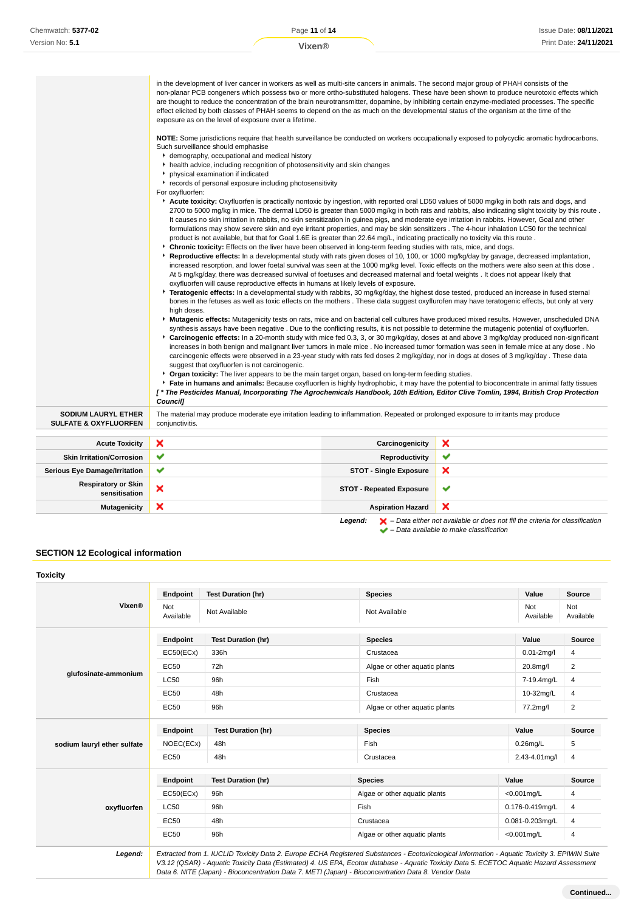| | |
|---|---|
| | in the development of liver cancer in workers as well as multi-site cancers in animals. The second major group of PHAH consists of the non-planar PCB congeners which possess two or more ortho-substituted halogens. These have been shown to produce neurotoxic effects which are thought to reduce the concentration of the brain neurotransmitter, dopamine, by inhibiting certain enzyme-mediated processes. The specific effect elicited by both classes of PHAH seems to depend on the as much on the developmental status of the organism at the time of the exposure as on the level of exposure over a lifetime.<br><br>**NOTE:** Some jurisdictions require that health surveillance be conducted on workers occupationally exposed to polycyclic aromatic hydrocarbons. Such surveillance should emphasise<br>▸ demography, occupational and medical history<br>▸ health advice, including recognition of photosensitivity and skin changes<br>▸ physical examination if indicated<br>▸ records of personal exposure including photosensitivity<br>For oxyfluorfen:<br>▸ **Acute toxicity:** Oxyfluorfen is practically nontoxic by ingestion, with reported oral LD50 values of 5000 mg/kg in both rats and dogs, and 2700 to 5000 mg/kg in mice. The dermal LD50 is greater than 5000 mg/kg in both rats and rabbits, also indicating slight toxicity by this route . It causes no skin irritation in rabbits, no skin sensitization in guinea pigs, and moderate eye irritation in rabbits. However, Goal and other formulations may show severe skin and eye irritant properties, and may be skin sensitizers . The 4-hour inhalation LC50 for the technical product is not available, but that for Goal 1.6E is greater than 22.64 mg/L, indicating practically no toxicity via this route .<br>▸ **Chronic toxicity:** Effects on the liver have been observed in long-term feeding studies with rats, mice, and dogs.<br>▸ **Reproductive effects:** In a developmental study with rats given doses of 10, 100, or 1000 mg/kg/day by gavage, decreased implantation, increased resorption, and lower foetal survival was seen at the 1000 mg/kg level. Toxic effects on the mothers were also seen at this dose . At 5 mg/kg/day, there was decreased survival of foetuses and decreased maternal and foetal weights . It does not appear likely that oxyfluorfen will cause reproductive effects in humans at likely levels of exposure.<br>▸ **Teratogenic effects:** In a developmental study with rabbits, 30 mg/kg/day, the highest dose tested, produced an increase in fused sternal bones in the fetuses as well as toxic effects on the mothers . These data suggest oxyflurofen may have teratogenic effects, but only at very high doses.<br>▸ **Mutagenic effects:** Mutagenicity tests on rats, mice and on bacterial cell cultures have produced mixed results. However, unscheduled DNA synthesis assays have been negative . Due to the conflicting results, it is not possible to determine the mutagenic potential of oxyfluorfen.<br>▸ **Carcinogenic effects:** In a 20-month study with mice fed 0.3, 3, or 30 mg/kg/day, doses at and above 3 mg/kg/day produced non-significant increases in both benign and malignant liver tumors in male mice . No increased tumor formation was seen in female mice at any dose . No carcinogenic effects were observed in a 23-year study with rats fed doses 2 mg/kg/day, nor in dogs at doses of 3 mg/kg/day . These data suggest that oxyfluorfen is not carcinogenic.<br>▸ **Organ toxicity:** The liver appears to be the main target organ, based on long-term feeding studies.<br>▸ **Fate in humans and animals:** Because oxyfluorfen is highly hydrophobic, it may have the potential to bioconcentrate in animal fatty tissues<br>***[ \* The Pesticides Manual, Incorporating The Agrochemicals Handbook, 10th Edition, Editor Clive Tomlin, 1994, British Crop Protection Council]*** |
| **SODIUM LAURYL ETHER SULFATE & OXYFLUORFEN** | The material may produce moderate eye irritation leading to inflammation. Repeated or prolonged exposure to irritants may produce conjunctivitis. |

| | | | |
|---|---|---|---|
| **Acute Toxicity** | ✘ | **Carcinogenicity** | ✘ |
| **Skin Irritation/Corrosion** | ✔ | **Reproductivity** | ✔ |
| **Serious Eye Damage/Irritation** | ✔ | **STOT - Single Exposure** | ✘ |
| **Respiratory or Skin sensitisation** | ✘ | **STOT - Repeated Exposure** | ✔ |
| **Mutagenicity** | ✘ | **Aspiration Hazard** | ✘ |

***Legend:*** ✘ *– Data either not available or does not fill the criteria for classification*
✔ *– Data available to make classification*

## SECTION 12 Ecological information

### Toxicity

**Vixen®**

| Endpoint | Test Duration (hr) | Species | Value | Source |
|---|---|---|---|---|
| Not Available | Not Available | Not Available | Not Available | Not Available |

**glufosinate-ammonium**

| Endpoint | Test Duration (hr) | Species | Value | Source |
|---|---|---|---|---|
| EC50(ECx) | 336h | Crustacea | 0.01-2mg/l | 4 |
| EC50 | 72h | Algae or other aquatic plants | 20.8mg/l | 2 |
| LC50 | 96h | Fish | 7-19.4mg/L | 4 |
| EC50 | 48h | Crustacea | 10-32mg/L | 4 |
| EC50 | 96h | Algae or other aquatic plants | 77.2mg/l | 2 |

**sodium lauryl ether sulfate**

| Endpoint | Test Duration (hr) | Species | Value | Source |
|---|---|---|---|---|
| NOEC(ECx) | 48h | Fish | 0.26mg/L | 5 |
| EC50 | 48h | Crustacea | 2.43-4.01mg/l | 4 |

**oxyfluorfen**

| Endpoint | Test Duration (hr) | Species | Value | Source |
|---|---|---|---|---|
| EC50(ECx) | 96h | Algae or other aquatic plants | <0.001mg/L | 4 |
| LC50 | 96h | Fish | 0.176-0.419mg/L | 4 |
| EC50 | 48h | Crustacea | 0.081-0.203mg/L | 4 |
| EC50 | 96h | Algae or other aquatic plants | <0.001mg/L | 4 |

***Legend:*** *Extracted from 1. IUCLID Toxicity Data 2. Europe ECHA Registered Substances - Ecotoxicological Information - Aquatic Toxicity 3. EPIWIN Suite V3.12 (QSAR) - Aquatic Toxicity Data (Estimated) 4. US EPA, Ecotox database - Aquatic Toxicity Data 5. ECETOC Aquatic Hazard Assessment Data 6. NITE (Japan) - Bioconcentration Data 7. METI (Japan) - Bioconcentration Data 8. Vendor Data*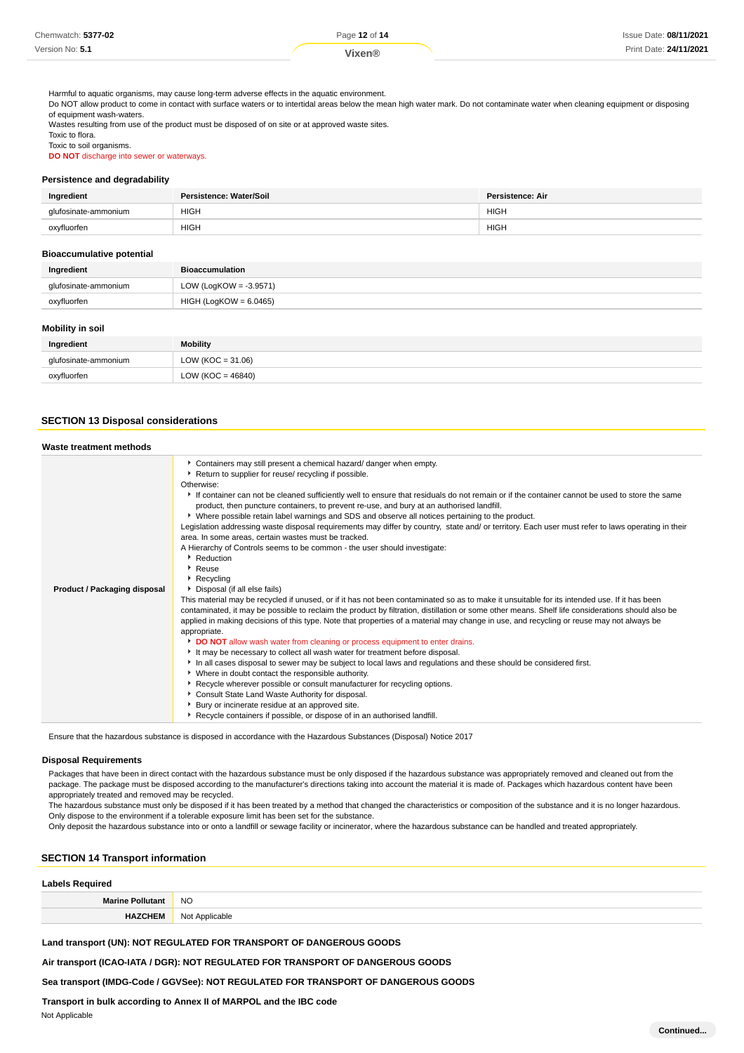Harmful to aquatic organisms, may cause long-term adverse effects in the aquatic environment.
Do NOT allow product to come in contact with surface waters or to intertidal areas below the mean high water mark. Do not contaminate water when cleaning equipment or disposing of equipment wash-waters.
Wastes resulting from use of the product must be disposed of on site or at approved waste sites.
Toxic to flora.
Toxic to soil organisms.
**DO NOT** discharge into sewer or waterways.

### Persistence and degradability

| Ingredient | Persistence: Water/Soil | Persistence: Air |
|---|---|---|
| glufosinate-ammonium | HIGH | HIGH |
| oxyfluorfen | HIGH | HIGH |

### Bioaccumulative potential

| Ingredient | Bioaccumulation |
|---|---|
| glufosinate-ammonium | LOW (LogKOW = -3.9571) |
| oxyfluorfen | HIGH (LogKOW = 6.0465) |

### Mobility in soil

| Ingredient | Mobility |
|---|---|
| glufosinate-ammonium | LOW (KOC = 31.06) |
| oxyfluorfen | LOW (KOC = 46840) |

## SECTION 13 Disposal considerations

### Waste treatment methods

| | |
|---|---|
| **Product / Packaging disposal** | ‣ Containers may still present a chemical hazard/ danger when empty.<br>‣ Return to supplier for reuse/ recycling if possible.<br>Otherwise:<br>‣ If container can not be cleaned sufficiently well to ensure that residuals do not remain or if the container cannot be used to store the same product, then puncture containers, to prevent re-use, and bury at an authorised landfill.<br>‣ Where possible retain label warnings and SDS and observe all notices pertaining to the product.<br>Legislation addressing waste disposal requirements may differ by country, state and/ or territory. Each user must refer to laws operating in their area. In some areas, certain wastes must be tracked.<br>A Hierarchy of Controls seems to be common - the user should investigate:<br>‣ Reduction<br>‣ Reuse<br>‣ Recycling<br>‣ Disposal (if all else fails)<br>This material may be recycled if unused, or if it has not been contaminated so as to make it unsuitable for its intended use. If it has been contaminated, it may be possible to reclaim the product by filtration, distillation or some other means. Shelf life considerations should also be applied in making decisions of this type. Note that properties of a material may change in use, and recycling or reuse may not always be appropriate.<br>‣ **DO NOT** allow wash water from cleaning or process equipment to enter drains.<br>‣ It may be necessary to collect all wash water for treatment before disposal.<br>‣ In all cases disposal to sewer may be subject to local laws and regulations and these should be considered first.<br>‣ Where in doubt contact the responsible authority.<br>‣ Recycle wherever possible or consult manufacturer for recycling options.<br>‣ Consult State Land Waste Authority for disposal.<br>‣ Bury or incinerate residue at an approved site.<br>‣ Recycle containers if possible, or dispose of in an authorised landfill. |

Ensure that the hazardous substance is disposed in accordance with the Hazardous Substances (Disposal) Notice 2017

### Disposal Requirements

Packages that have been in direct contact with the hazardous substance must be only disposed if the hazardous substance was appropriately removed and cleaned out from the package. The package must be disposed according to the manufacturer's directions taking into account the material it is made of. Packages which hazardous content have been appropriately treated and removed may be recycled.
The hazardous substance must only be disposed if it has been treated by a method that changed the characteristics or composition of the substance and it is no longer hazardous.
Only dispose to the environment if a tolerable exposure limit has been set for the substance.
Only deposit the hazardous substance into or onto a landfill or sewage facility or incinerator, where the hazardous substance can be handled and treated appropriately.

## SECTION 14 Transport information

### Labels Required

| | |
|---|---|
| **Marine Pollutant** | NO |
| **HAZCHEM** | Not Applicable |

**Land transport (UN): NOT REGULATED FOR TRANSPORT OF DANGEROUS GOODS**

**Air transport (ICAO-IATA / DGR): NOT REGULATED FOR TRANSPORT OF DANGEROUS GOODS**

**Sea transport (IMDG-Code / GGVSee): NOT REGULATED FOR TRANSPORT OF DANGEROUS GOODS**

**Transport in bulk according to Annex II of MARPOL and the IBC code**

Not Applicable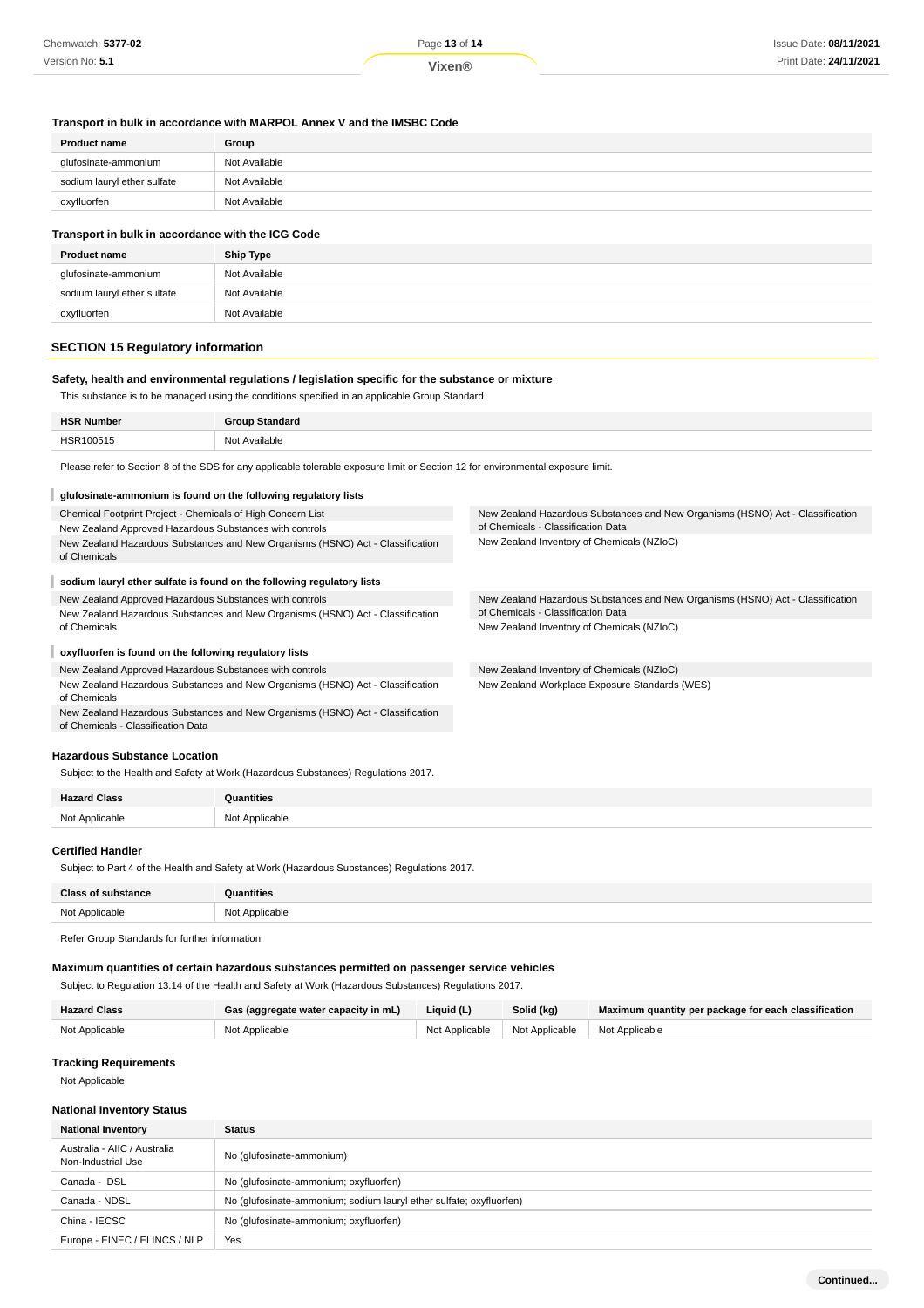### Transport in bulk in accordance with MARPOL Annex V and the IMSBC Code

| Product name | Group |
|---|---|
| glufosinate-ammonium | Not Available |
| sodium lauryl ether sulfate | Not Available |
| oxyfluorfen | Not Available |

### Transport in bulk in accordance with the ICG Code

| Product name | Ship Type |
|---|---|
| glufosinate-ammonium | Not Available |
| sodium lauryl ether sulfate | Not Available |
| oxyfluorfen | Not Available |

## SECTION 15 Regulatory information

### Safety, health and environmental regulations / legislation specific for the substance or mixture

This substance is to be managed using the conditions specified in an applicable Group Standard

| HSR Number | Group Standard |
|---|---|
| HSR100515 | Not Available |

Please refer to Section 8 of the SDS for any applicable tolerable exposure limit or Section 12 for environmental exposure limit.

#### glufosinate-ammonium is found on the following regulatory lists

- Chemical Footprint Project - Chemicals of High Concern List
- New Zealand Approved Hazardous Substances with controls
- New Zealand Hazardous Substances and New Organisms (HSNO) Act - Classification of Chemicals
- New Zealand Hazardous Substances and New Organisms (HSNO) Act - Classification of Chemicals - Classification Data
- New Zealand Inventory of Chemicals (NZIoC)

#### sodium lauryl ether sulfate is found on the following regulatory lists

- New Zealand Approved Hazardous Substances with controls
- New Zealand Hazardous Substances and New Organisms (HSNO) Act - Classification of Chemicals
- New Zealand Hazardous Substances and New Organisms (HSNO) Act - Classification of Chemicals - Classification Data
- New Zealand Inventory of Chemicals (NZIoC)

#### oxyfluorfen is found on the following regulatory lists

- New Zealand Approved Hazardous Substances with controls
- New Zealand Hazardous Substances and New Organisms (HSNO) Act - Classification of Chemicals
- New Zealand Hazardous Substances and New Organisms (HSNO) Act - Classification of Chemicals - Classification Data
- New Zealand Inventory of Chemicals (NZIoC)
- New Zealand Workplace Exposure Standards (WES)

### Hazardous Substance Location

Subject to the Health and Safety at Work (Hazardous Substances) Regulations 2017.

| Hazard Class | Quantities |
|---|---|
| Not Applicable | Not Applicable |

### Certified Handler

Subject to Part 4 of the Health and Safety at Work (Hazardous Substances) Regulations 2017.

| Class of substance | Quantities |
|---|---|
| Not Applicable | Not Applicable |

Refer Group Standards for further information

### Maximum quantities of certain hazardous substances permitted on passenger service vehicles

Subject to Regulation 13.14 of the Health and Safety at Work (Hazardous Substances) Regulations 2017.

| Hazard Class | Gas (aggregate water capacity in mL) | Liquid (L) | Solid (kg) | Maximum quantity per package for each classification |
|---|---|---|---|---|
| Not Applicable | Not Applicable | Not Applicable | Not Applicable | Not Applicable |

### Tracking Requirements

Not Applicable

### National Inventory Status

| National Inventory | Status |
|---|---|
| Australia - AIIC / Australia Non-Industrial Use | No (glufosinate-ammonium) |
| Canada - DSL | No (glufosinate-ammonium; oxyfluorfen) |
| Canada - NDSL | No (glufosinate-ammonium; sodium lauryl ether sulfate; oxyfluorfen) |
| China - IECSC | No (glufosinate-ammonium; oxyfluorfen) |
| Europe - EINEC / ELINCS / NLP | Yes |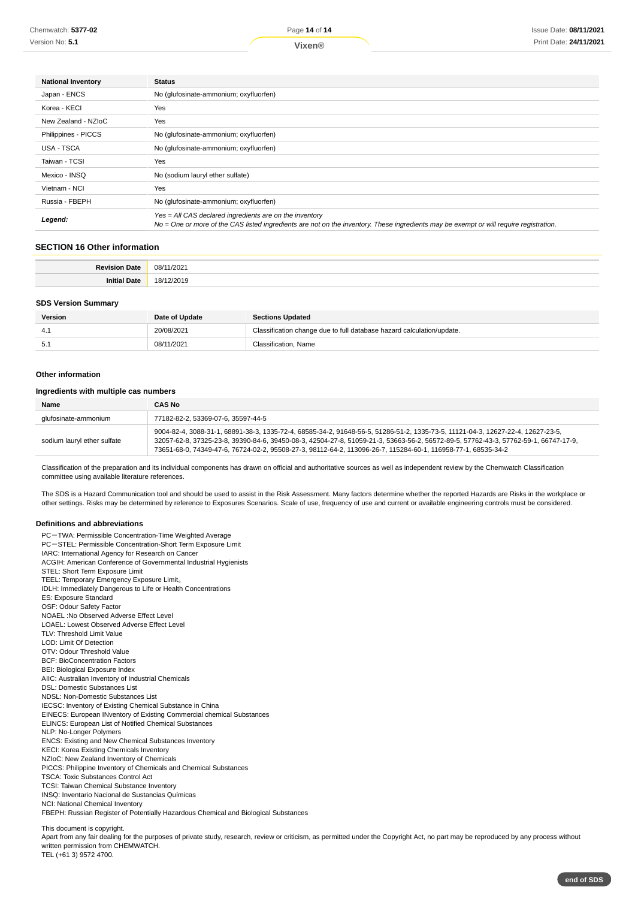| National Inventory | Status |
|---|---|
| Japan - ENCS | No (glufosinate-ammonium; oxyfluorfen) |
| Korea - KECI | Yes |
| New Zealand - NZIoC | Yes |
| Philippines - PICCS | No (glufosinate-ammonium; oxyfluorfen) |
| USA - TSCA | No (glufosinate-ammonium; oxyfluorfen) |
| Taiwan - TCSI | Yes |
| Mexico - INSQ | No (sodium lauryl ether sulfate) |
| Vietnam - NCI | Yes |
| Russia - FBEPH | No (glufosinate-ammonium; oxyfluorfen) |
| ***Legend:*** | *Yes = All CAS declared ingredients are on the inventory*<br>*No = One or more of the CAS listed ingredients are not on the inventory. These ingredients may be exempt or will require registration.* |

## SECTION 16 Other information

| | |
|---|---|
| **Revision Date** | 08/11/2021 |
| **Initial Date** | 18/12/2019 |

### SDS Version Summary

| Version | Date of Update | Sections Updated |
|---|---|---|
| 4.1 | 20/08/2021 | Classification change due to full database hazard calculation/update. |
| 5.1 | 08/11/2021 | Classification, Name |

### Other information

### Ingredients with multiple cas numbers

| Name | CAS No |
|---|---|
| glufosinate-ammonium | 77182-82-2, 53369-07-6, 35597-44-5 |
| sodium lauryl ether sulfate | 9004-82-4, 3088-31-1, 68891-38-3, 1335-72-4, 68585-34-2, 91648-56-5, 51286-51-2, 1335-73-5, 11121-04-3, 12627-22-4, 12627-23-5, 32057-62-8, 37325-23-8, 39390-84-6, 39450-08-3, 42504-27-8, 51059-21-3, 53663-56-2, 56572-89-5, 57762-43-3, 57762-59-1, 66747-17-9, 73651-68-0, 74349-47-6, 76724-02-2, 95508-27-3, 98112-64-2, 113096-26-7, 115284-60-1, 116958-77-1, 68535-34-2 |

Classification of the preparation and its individual components has drawn on official and authoritative sources as well as independent review by the Chemwatch Classification committee using available literature references.

The SDS is a Hazard Communication tool and should be used to assist in the Risk Assessment. Many factors determine whether the reported Hazards are Risks in the workplace or other settings. Risks may be determined by reference to Exposures Scenarios. Scale of use, frequency of use and current or available engineering controls must be considered.

### Definitions and abbreviations

PC－TWA: Permissible Concentration-Time Weighted Average
PC－STEL: Permissible Concentration-Short Term Exposure Limit
IARC: International Agency for Research on Cancer
ACGIH: American Conference of Governmental Industrial Hygienists
STEL: Short Term Exposure Limit
TEEL: Temporary Emergency Exposure Limit。
IDLH: Immediately Dangerous to Life or Health Concentrations
ES: Exposure Standard
OSF: Odour Safety Factor
NOAEL :No Observed Adverse Effect Level
LOAEL: Lowest Observed Adverse Effect Level
TLV: Threshold Limit Value
LOD: Limit Of Detection
OTV: Odour Threshold Value
BCF: BioConcentration Factors
BEI: Biological Exposure Index
AIIC: Australian Inventory of Industrial Chemicals
DSL: Domestic Substances List
NDSL: Non-Domestic Substances List
IECSC: Inventory of Existing Chemical Substance in China
EINECS: European INventory of Existing Commercial chemical Substances
ELINCS: European List of Notified Chemical Substances
NLP: No-Longer Polymers
ENCS: Existing and New Chemical Substances Inventory
KECI: Korea Existing Chemicals Inventory
NZIoC: New Zealand Inventory of Chemicals
PICCS: Philippine Inventory of Chemicals and Chemical Substances
TSCA: Toxic Substances Control Act
TCSI: Taiwan Chemical Substance Inventory
INSQ: Inventario Nacional de Sustancias Químicas
NCI: National Chemical Inventory
FBEPH: Russian Register of Potentially Hazardous Chemical and Biological Substances

This document is copyright.
Apart from any fair dealing for the purposes of private study, research, review or criticism, as permitted under the Copyright Act, no part may be reproduced by any process without written permission from CHEMWATCH.
TEL (+61 3) 9572 4700.

end of SDS